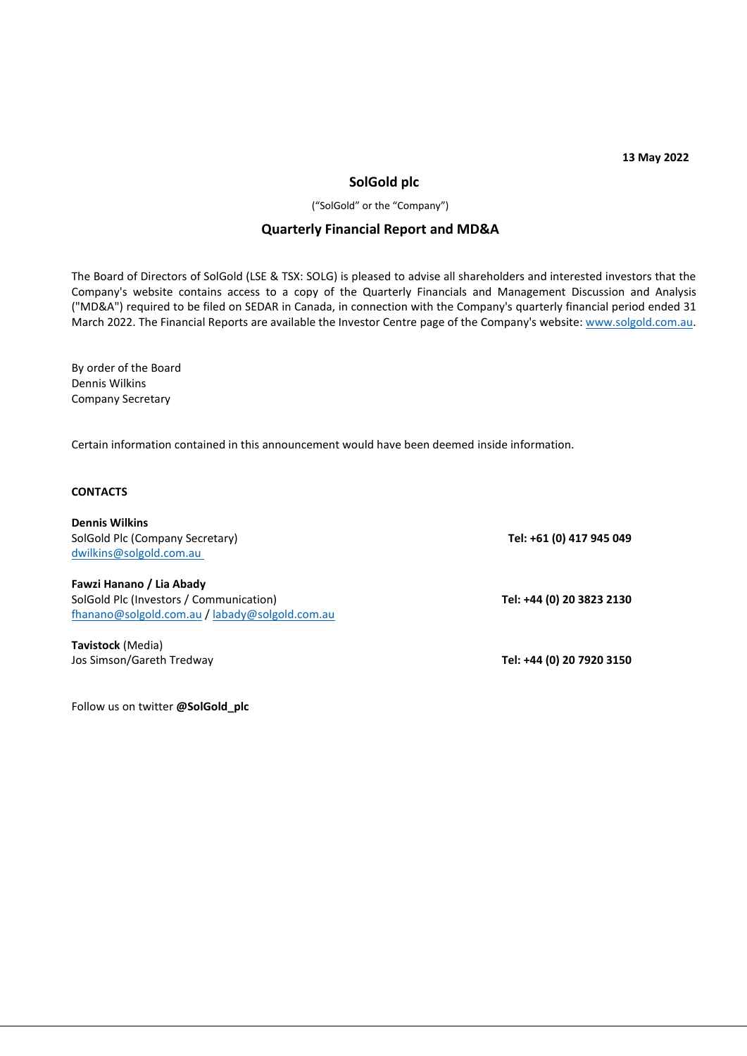**13 May 2022**

# SolGold plc

("SolGold" or the "Company")

## Quarterly Financial Report and MD&A

The Board of Directors of SolGold (LSE & TSX: SOLG) is pleased to advise all shareholders and interested investors that the Company's website contains access to a copy of the Quarterly Financials and Management Discussion and Analysis ("MD&A") required to be filed on SEDAR in Canada, in connection with the Company's quarterly financial period ended 31 March 2022. The Financial Reports are available the Investor Centre page of the Company's website: [www.solgold.com.au](www.solgold.com.au).

By order of the Board
Dennis Wilkins
Company Secretary

Certain information contained in this announcement would have been deemed inside information.

**CONTACTS**

**Dennis Wilkins**
SolGold Plc (Company Secretary) — **Tel: +61 (0) 417 945 049**
dwilkins@solgold.com.au

**Fawzi Hanano / Lia Abady**
SolGold Plc (Investors / Communication) — **Tel: +44 (0) 20 3823 2130**
fhanano@solgold.com.au / labady@solgold.com.au

**Tavistock** (Media)
Jos Simson/Gareth Tredway — **Tel: +44 (0) 20 7920 3150**

Follow us on twitter **@SolGold_plc**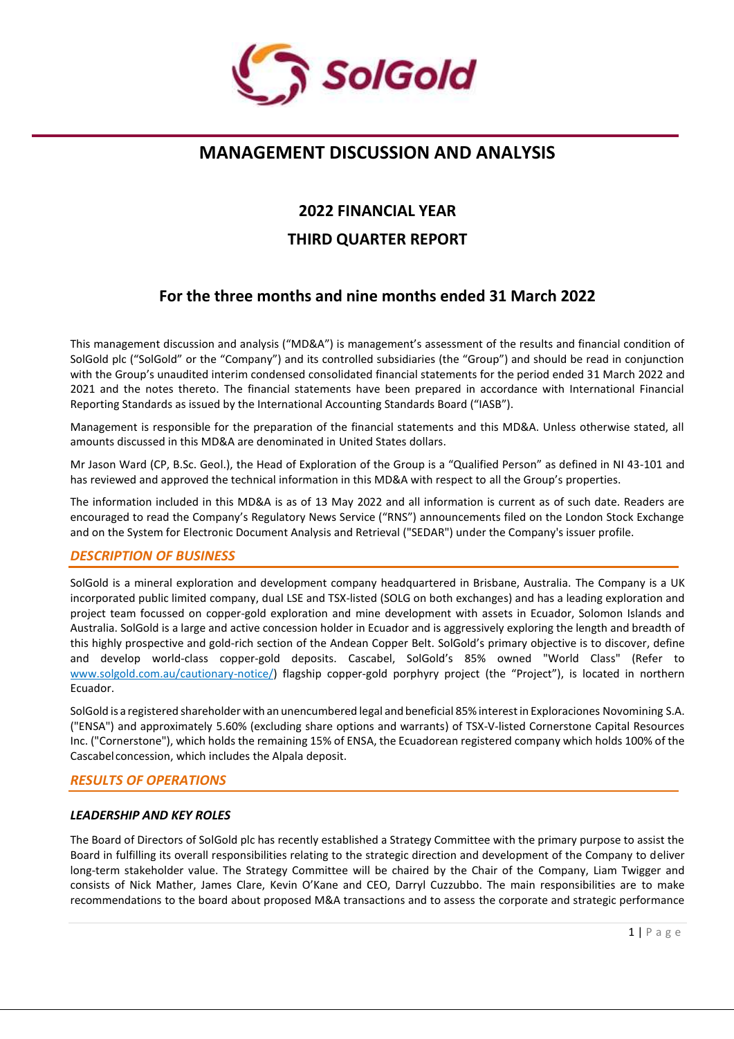# MANAGEMENT DISCUSSION AND ANALYSIS

## 2022 FINANCIAL YEAR

## THIRD QUARTER REPORT

## For the three months and nine months ended 31 March 2022

This management discussion and analysis ("MD&A") is management's assessment of the results and financial condition of SolGold plc ("SolGold" or the "Company") and its controlled subsidiaries (the "Group") and should be read in conjunction with the Group's unaudited interim condensed consolidated financial statements for the period ended 31 March 2022 and 2021 and the notes thereto. The financial statements have been prepared in accordance with International Financial Reporting Standards as issued by the International Accounting Standards Board ("IASB").

Management is responsible for the preparation of the financial statements and this MD&A. Unless otherwise stated, all amounts discussed in this MD&A are denominated in United States dollars.

Mr Jason Ward (CP, B.Sc. Geol.), the Head of Exploration of the Group is a "Qualified Person" as defined in NI 43-101 and has reviewed and approved the technical information in this MD&A with respect to all the Group's properties.

The information included in this MD&A is as of 13 May 2022 and all information is current as of such date. Readers are encouraged to read the Company's Regulatory News Service ("RNS") announcements filed on the London Stock Exchange and on the System for Electronic Document Analysis and Retrieval ("SEDAR") under the Company's issuer profile.

## *DESCRIPTION OF BUSINESS*

SolGold is a mineral exploration and development company headquartered in Brisbane, Australia. The Company is a UK incorporated public limited company, dual LSE and TSX-listed (SOLG on both exchanges) and has a leading exploration and project team focussed on copper-gold exploration and mine development with assets in Ecuador, Solomon Islands and Australia. SolGold is a large and active concession holder in Ecuador and is aggressively exploring the length and breadth of this highly prospective and gold-rich section of the Andean Copper Belt. SolGold's primary objective is to discover, define and develop world-class copper-gold deposits. Cascabel, SolGold's 85% owned "World Class" (Refer to www.solgold.com.au/cautionary-notice/) flagship copper-gold porphyry project (the "Project"), is located in northern Ecuador.

SolGold is a registered shareholder with an unencumbered legal and beneficial 85% interest in Exploraciones Novomining S.A. ("ENSA") and approximately 5.60% (excluding share options and warrants) of TSX-V-listed Cornerstone Capital Resources Inc. ("Cornerstone"), which holds the remaining 15% of ENSA, the Ecuadorean registered company which holds 100% of the Cascabel concession, which includes the Alpala deposit.

## *RESULTS OF OPERATIONS*

### *LEADERSHIP AND KEY ROLES*

The Board of Directors of SolGold plc has recently established a Strategy Committee with the primary purpose to assist the Board in fulfilling its overall responsibilities relating to the strategic direction and development of the Company to deliver long-term stakeholder value. The Strategy Committee will be chaired by the Chair of the Company, Liam Twigger and consists of Nick Mather, James Clare, Kevin O'Kane and CEO, Darryl Cuzzubbo. The main responsibilities are to make recommendations to the board about proposed M&A transactions and to assess the corporate and strategic performance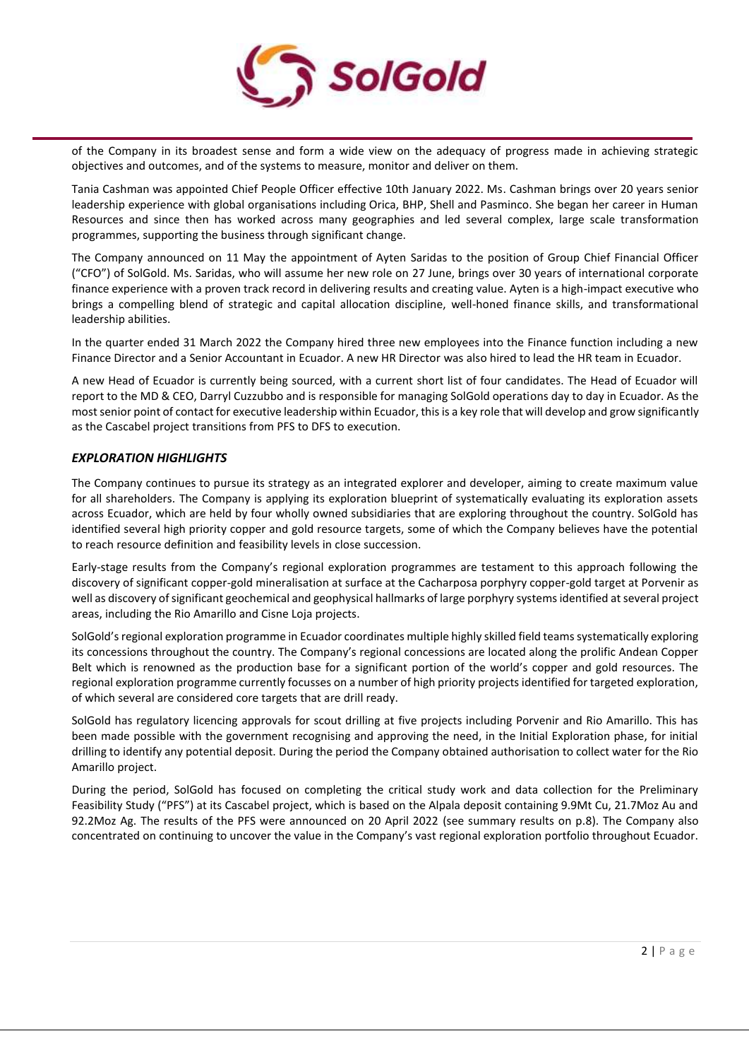of the Company in its broadest sense and form a wide view on the adequacy of progress made in achieving strategic objectives and outcomes, and of the systems to measure, monitor and deliver on them.

Tania Cashman was appointed Chief People Officer effective 10th January 2022. Ms. Cashman brings over 20 years senior leadership experience with global organisations including Orica, BHP, Shell and Pasminco. She began her career in Human Resources and since then has worked across many geographies and led several complex, large scale transformation programmes, supporting the business through significant change.

The Company announced on 11 May the appointment of Ayten Saridas to the position of Group Chief Financial Officer ("CFO") of SolGold. Ms. Saridas, who will assume her new role on 27 June, brings over 30 years of international corporate finance experience with a proven track record in delivering results and creating value. Ayten is a high-impact executive who brings a compelling blend of strategic and capital allocation discipline, well-honed finance skills, and transformational leadership abilities.

In the quarter ended 31 March 2022 the Company hired three new employees into the Finance function including a new Finance Director and a Senior Accountant in Ecuador. A new HR Director was also hired to lead the HR team in Ecuador.

A new Head of Ecuador is currently being sourced, with a current short list of four candidates. The Head of Ecuador will report to the MD & CEO, Darryl Cuzzubbo and is responsible for managing SolGold operations day to day in Ecuador. As the most senior point of contact for executive leadership within Ecuador, this is a key role that will develop and grow significantly as the Cascabel project transitions from PFS to DFS to execution.

### *EXPLORATION HIGHLIGHTS*

The Company continues to pursue its strategy as an integrated explorer and developer, aiming to create maximum value for all shareholders. The Company is applying its exploration blueprint of systematically evaluating its exploration assets across Ecuador, which are held by four wholly owned subsidiaries that are exploring throughout the country. SolGold has identified several high priority copper and gold resource targets, some of which the Company believes have the potential to reach resource definition and feasibility levels in close succession.

Early-stage results from the Company's regional exploration programmes are testament to this approach following the discovery of significant copper-gold mineralisation at surface at the Cacharposa porphyry copper-gold target at Porvenir as well as discovery of significant geochemical and geophysical hallmarks of large porphyry systems identified at several project areas, including the Rio Amarillo and Cisne Loja projects.

SolGold's regional exploration programme in Ecuador coordinates multiple highly skilled field teams systematically exploring its concessions throughout the country. The Company's regional concessions are located along the prolific Andean Copper Belt which is renowned as the production base for a significant portion of the world's copper and gold resources. The regional exploration programme currently focusses on a number of high priority projects identified for targeted exploration, of which several are considered core targets that are drill ready.

SolGold has regulatory licencing approvals for scout drilling at five projects including Porvenir and Rio Amarillo. This has been made possible with the government recognising and approving the need, in the Initial Exploration phase, for initial drilling to identify any potential deposit. During the period the Company obtained authorisation to collect water for the Rio Amarillo project.

During the period, SolGold has focused on completing the critical study work and data collection for the Preliminary Feasibility Study ("PFS") at its Cascabel project, which is based on the Alpala deposit containing 9.9Mt Cu, 21.7Moz Au and 92.2Moz Ag. The results of the PFS were announced on 20 April 2022 (see summary results on p.8). The Company also concentrated on continuing to uncover the value in the Company's vast regional exploration portfolio throughout Ecuador.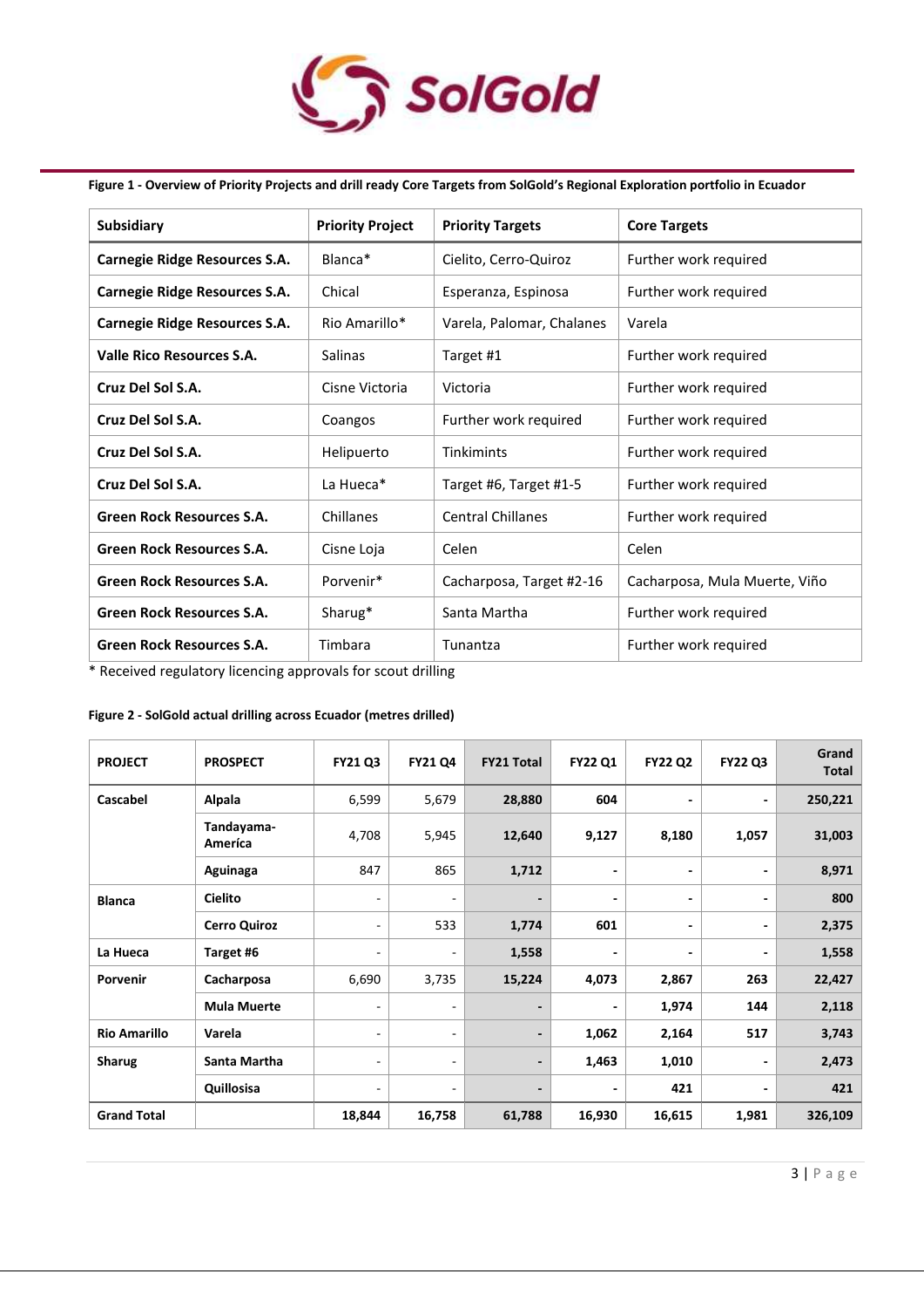**Figure 1 - Overview of Priority Projects and drill ready Core Targets from SolGold's Regional Exploration portfolio in Ecuador**

| Subsidiary | Priority Project | Priority Targets | Core Targets |
|---|---|---|---|
| **Carnegie Ridge Resources S.A.** | Blanca* | Cielito, Cerro-Quiroz | Further work required |
| **Carnegie Ridge Resources S.A.** | Chical | Esperanza, Espinosa | Further work required |
| **Carnegie Ridge Resources S.A.** | Rio Amarillo* | Varela, Palomar, Chalanes | Varela |
| **Valle Rico Resources S.A.** | Salinas | Target #1 | Further work required |
| **Cruz Del Sol S.A.** | Cisne Victoria | Victoria | Further work required |
| **Cruz Del Sol S.A.** | Coangos | Further work required | Further work required |
| **Cruz Del Sol S.A.** | Helipuerto | Tinkimints | Further work required |
| **Cruz Del Sol S.A.** | La Hueca* | Target #6, Target #1-5 | Further work required |
| **Green Rock Resources S.A.** | Chillanes | Central Chillanes | Further work required |
| **Green Rock Resources S.A.** | Cisne Loja | Celen | Celen |
| **Green Rock Resources S.A.** | Porvenir* | Cacharposa, Target #2-16 | Cacharposa, Mula Muerte, Viño |
| **Green Rock Resources S.A.** | Sharug* | Santa Martha | Further work required |
| **Green Rock Resources S.A.** | Timbara | Tunantza | Further work required |

* Received regulatory licencing approvals for scout drilling

**Figure 2 - SolGold actual drilling across Ecuador (metres drilled)**

| PROJECT | PROSPECT | FY21 Q3 | FY21 Q4 | FY21 Total | FY22 Q1 | FY22 Q2 | FY22 Q3 | Grand Total |
|---|---|---|---|---|---|---|---|---|
| **Cascabel** | **Alpala** | 6,599 | 5,679 | **28,880** | **604** | **-** | **-** | **250,221** |
| | **Tandayama-América** | 4,708 | 5,945 | **12,640** | **9,127** | **8,180** | **1,057** | **31,003** |
| | **Aguinaga** | 847 | 865 | **1,712** | **-** | **-** | **-** | **8,971** |
| **Blanca** | **Cielito** | - | - | **-** | **-** | **-** | **-** | **800** |
| | **Cerro Quiroz** | - | 533 | **1,774** | **601** | **-** | **-** | **2,375** |
| **La Hueca** | **Target #6** | - | - | **1,558** | **-** | **-** | **-** | **1,558** |
| **Porvenir** | **Cacharposa** | 6,690 | 3,735 | **15,224** | **4,073** | **2,867** | **263** | **22,427** |
| | **Mula Muerte** | - | - | **-** | **-** | **1,974** | **144** | **2,118** |
| **Rio Amarillo** | **Varela** | - | - | **-** | **1,062** | **2,164** | **517** | **3,743** |
| **Sharug** | **Santa Martha** | - | - | **-** | **1,463** | **1,010** | **-** | **2,473** |
| | **Quillosisa** | - | - | **-** | **-** | **421** | **-** | **421** |
| **Grand Total** | | **18,844** | **16,758** | **61,788** | **16,930** | **16,615** | **1,981** | **326,109** |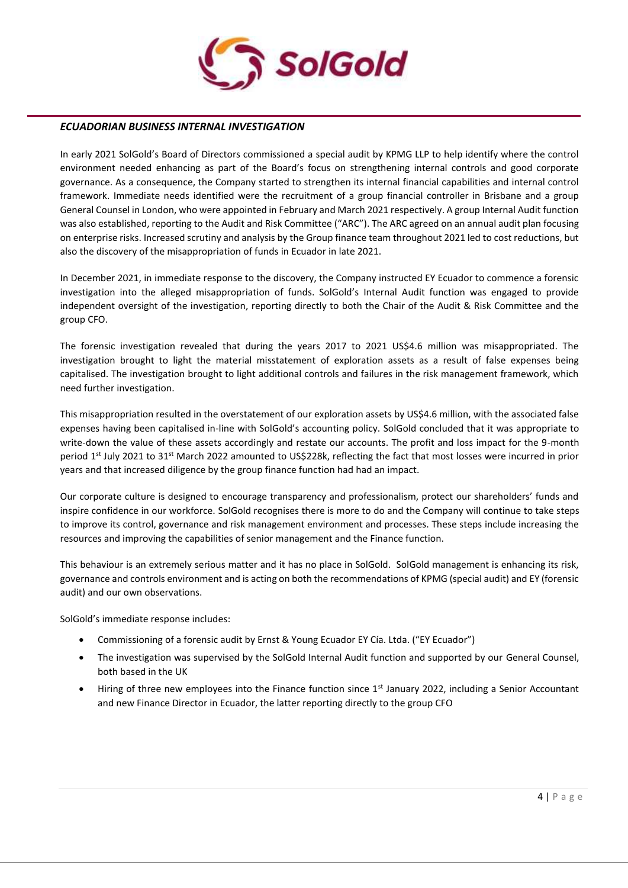## *ECUADORIAN BUSINESS INTERNAL INVESTIGATION*

In early 2021 SolGold's Board of Directors commissioned a special audit by KPMG LLP to help identify where the control environment needed enhancing as part of the Board's focus on strengthening internal controls and good corporate governance. As a consequence, the Company started to strengthen its internal financial capabilities and internal control framework. Immediate needs identified were the recruitment of a group financial controller in Brisbane and a group General Counsel in London, who were appointed in February and March 2021 respectively. A group Internal Audit function was also established, reporting to the Audit and Risk Committee ("ARC"). The ARC agreed on an annual audit plan focusing on enterprise risks. Increased scrutiny and analysis by the Group finance team throughout 2021 led to cost reductions, but also the discovery of the misappropriation of funds in Ecuador in late 2021.

In December 2021, in immediate response to the discovery, the Company instructed EY Ecuador to commence a forensic investigation into the alleged misappropriation of funds. SolGold's Internal Audit function was engaged to provide independent oversight of the investigation, reporting directly to both the Chair of the Audit & Risk Committee and the group CFO.

The forensic investigation revealed that during the years 2017 to 2021 US$4.6 million was misappropriated. The investigation brought to light the material misstatement of exploration assets as a result of false expenses being capitalised. The investigation brought to light additional controls and failures in the risk management framework, which need further investigation.

This misappropriation resulted in the overstatement of our exploration assets by US$4.6 million, with the associated false expenses having been capitalised in-line with SolGold's accounting policy. SolGold concluded that it was appropriate to write-down the value of these assets accordingly and restate our accounts. The profit and loss impact for the 9-month period 1st July 2021 to 31st March 2022 amounted to US$228k, reflecting the fact that most losses were incurred in prior years and that increased diligence by the group finance function had had an impact.

Our corporate culture is designed to encourage transparency and professionalism, protect our shareholders' funds and inspire confidence in our workforce. SolGold recognises there is more to do and the Company will continue to take steps to improve its control, governance and risk management environment and processes. These steps include increasing the resources and improving the capabilities of senior management and the Finance function.

This behaviour is an extremely serious matter and it has no place in SolGold. SolGold management is enhancing its risk, governance and controls environment and is acting on both the recommendations of KPMG (special audit) and EY (forensic audit) and our own observations.

SolGold's immediate response includes:

- Commissioning of a forensic audit by Ernst & Young Ecuador EY Cía. Ltda. ("EY Ecuador")
- The investigation was supervised by the SolGold Internal Audit function and supported by our General Counsel, both based in the UK
- Hiring of three new employees into the Finance function since 1st January 2022, including a Senior Accountant and new Finance Director in Ecuador, the latter reporting directly to the group CFO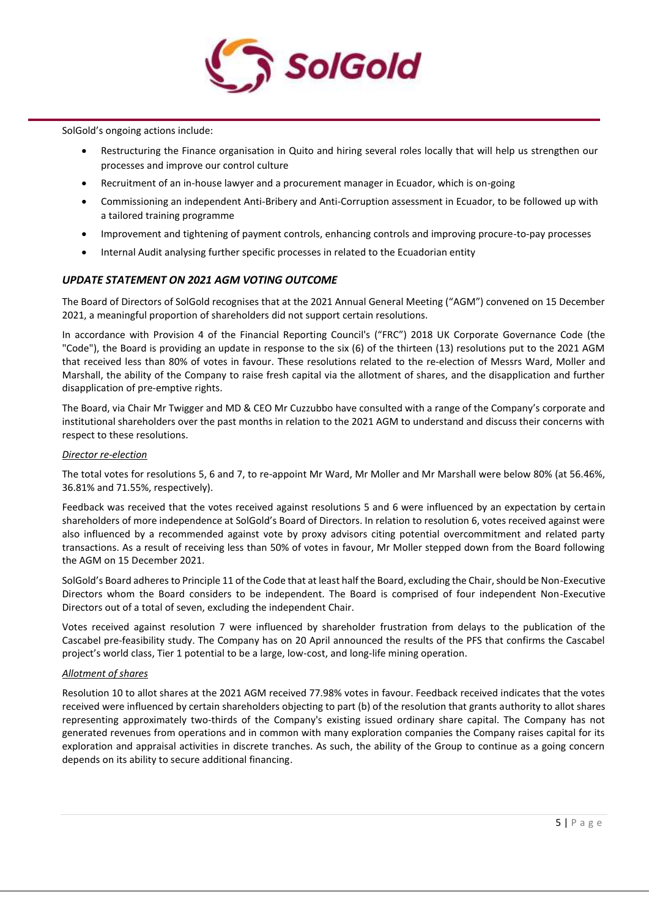SolGold's ongoing actions include:

- Restructuring the Finance organisation in Quito and hiring several roles locally that will help us strengthen our processes and improve our control culture
- Recruitment of an in-house lawyer and a procurement manager in Ecuador, which is on-going
- Commissioning an independent Anti-Bribery and Anti-Corruption assessment in Ecuador, to be followed up with a tailored training programme
- Improvement and tightening of payment controls, enhancing controls and improving procure-to-pay processes
- Internal Audit analysing further specific processes in related to the Ecuadorian entity

### *UPDATE STATEMENT ON 2021 AGM VOTING OUTCOME*

The Board of Directors of SolGold recognises that at the 2021 Annual General Meeting ("AGM") convened on 15 December 2021, a meaningful proportion of shareholders did not support certain resolutions.

In accordance with Provision 4 of the Financial Reporting Council's ("FRC") 2018 UK Corporate Governance Code (the "Code"), the Board is providing an update in response to the six (6) of the thirteen (13) resolutions put to the 2021 AGM that received less than 80% of votes in favour. These resolutions related to the re-election of Messrs Ward, Moller and Marshall, the ability of the Company to raise fresh capital via the allotment of shares, and the disapplication and further disapplication of pre-emptive rights.

The Board, via Chair Mr Twigger and MD & CEO Mr Cuzzubbo have consulted with a range of the Company's corporate and institutional shareholders over the past months in relation to the 2021 AGM to understand and discuss their concerns with respect to these resolutions.

*Director re-election*

The total votes for resolutions 5, 6 and 7, to re-appoint Mr Ward, Mr Moller and Mr Marshall were below 80% (at 56.46%, 36.81% and 71.55%, respectively).

Feedback was received that the votes received against resolutions 5 and 6 were influenced by an expectation by certain shareholders of more independence at SolGold's Board of Directors. In relation to resolution 6, votes received against were also influenced by a recommended against vote by proxy advisors citing potential overcommitment and related party transactions. As a result of receiving less than 50% of votes in favour, Mr Moller stepped down from the Board following the AGM on 15 December 2021.

SolGold's Board adheres to Principle 11 of the Code that at least half the Board, excluding the Chair, should be Non-Executive Directors whom the Board considers to be independent. The Board is comprised of four independent Non-Executive Directors out of a total of seven, excluding the independent Chair.

Votes received against resolution 7 were influenced by shareholder frustration from delays to the publication of the Cascabel pre-feasibility study. The Company has on 20 April announced the results of the PFS that confirms the Cascabel project's world class, Tier 1 potential to be a large, low-cost, and long-life mining operation.

*Allotment of shares*

Resolution 10 to allot shares at the 2021 AGM received 77.98% votes in favour. Feedback received indicates that the votes received were influenced by certain shareholders objecting to part (b) of the resolution that grants authority to allot shares representing approximately two-thirds of the Company's existing issued ordinary share capital. The Company has not generated revenues from operations and in common with many exploration companies the Company raises capital for its exploration and appraisal activities in discrete tranches. As such, the ability of the Group to continue as a going concern depends on its ability to secure additional financing.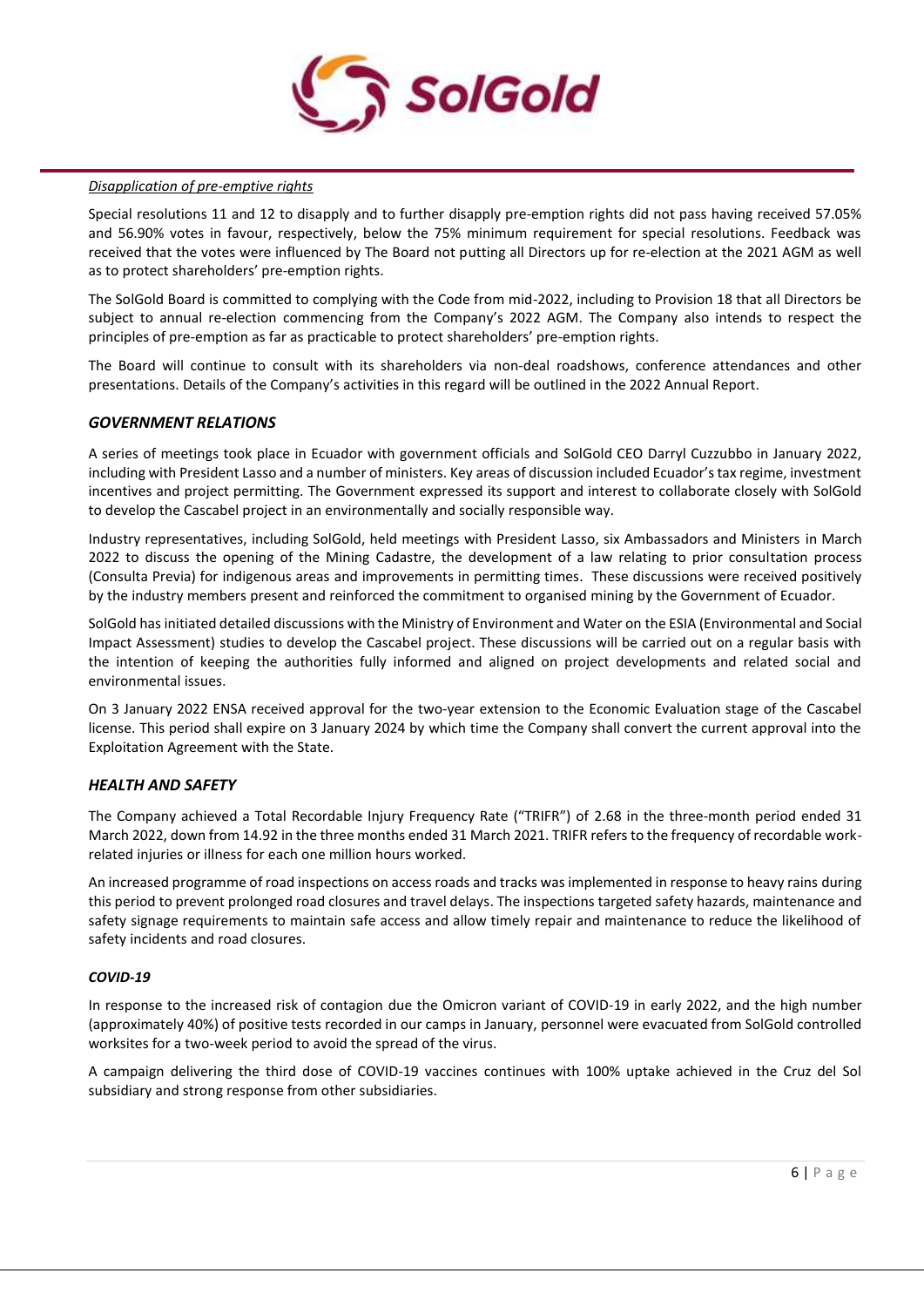*Disapplication of pre-emptive rights*

Special resolutions 11 and 12 to disapply and to further disapply pre-emption rights did not pass having received 57.05% and 56.90% votes in favour, respectively, below the 75% minimum requirement for special resolutions. Feedback was received that the votes were influenced by The Board not putting all Directors up for re-election at the 2021 AGM as well as to protect shareholders' pre-emption rights.

The SolGold Board is committed to complying with the Code from mid-2022, including to Provision 18 that all Directors be subject to annual re-election commencing from the Company's 2022 AGM. The Company also intends to respect the principles of pre-emption as far as practicable to protect shareholders' pre-emption rights.

The Board will continue to consult with its shareholders via non-deal roadshows, conference attendances and other presentations. Details of the Company's activities in this regard will be outlined in the 2022 Annual Report.

### *GOVERNMENT RELATIONS*

A series of meetings took place in Ecuador with government officials and SolGold CEO Darryl Cuzzubbo in January 2022, including with President Lasso and a number of ministers. Key areas of discussion included Ecuador's tax regime, investment incentives and project permitting. The Government expressed its support and interest to collaborate closely with SolGold to develop the Cascabel project in an environmentally and socially responsible way.

Industry representatives, including SolGold, held meetings with President Lasso, six Ambassadors and Ministers in March 2022 to discuss the opening of the Mining Cadastre, the development of a law relating to prior consultation process (Consulta Previa) for indigenous areas and improvements in permitting times. These discussions were received positively by the industry members present and reinforced the commitment to organised mining by the Government of Ecuador.

SolGold has initiated detailed discussions with the Ministry of Environment and Water on the ESIA (Environmental and Social Impact Assessment) studies to develop the Cascabel project. These discussions will be carried out on a regular basis with the intention of keeping the authorities fully informed and aligned on project developments and related social and environmental issues.

On 3 January 2022 ENSA received approval for the two-year extension to the Economic Evaluation stage of the Cascabel license. This period shall expire on 3 January 2024 by which time the Company shall convert the current approval into the Exploitation Agreement with the State.

### *HEALTH AND SAFETY*

The Company achieved a Total Recordable Injury Frequency Rate ("TRIFR") of 2.68 in the three-month period ended 31 March 2022, down from 14.92 in the three months ended 31 March 2021. TRIFR refers to the frequency of recordable work-related injuries or illness for each one million hours worked.

An increased programme of road inspections on access roads and tracks was implemented in response to heavy rains during this period to prevent prolonged road closures and travel delays. The inspections targeted safety hazards, maintenance and safety signage requirements to maintain safe access and allow timely repair and maintenance to reduce the likelihood of safety incidents and road closures.

#### *COVID-19*

In response to the increased risk of contagion due the Omicron variant of COVID-19 in early 2022, and the high number (approximately 40%) of positive tests recorded in our camps in January, personnel were evacuated from SolGold controlled worksites for a two-week period to avoid the spread of the virus.

A campaign delivering the third dose of COVID-19 vaccines continues with 100% uptake achieved in the Cruz del Sol subsidiary and strong response from other subsidiaries.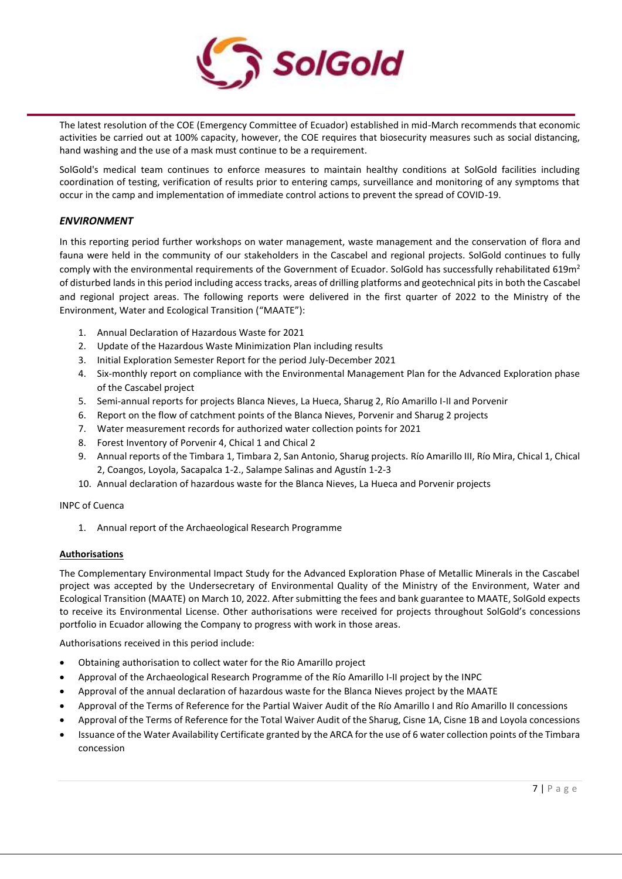The latest resolution of the COE (Emergency Committee of Ecuador) established in mid-March recommends that economic activities be carried out at 100% capacity, however, the COE requires that biosecurity measures such as social distancing, hand washing and the use of a mask must continue to be a requirement.

SolGold's medical team continues to enforce measures to maintain healthy conditions at SolGold facilities including coordination of testing, verification of results prior to entering camps, surveillance and monitoring of any symptoms that occur in the camp and implementation of immediate control actions to prevent the spread of COVID-19.

### *ENVIRONMENT*

In this reporting period further workshops on water management, waste management and the conservation of flora and fauna were held in the community of our stakeholders in the Cascabel and regional projects. SolGold continues to fully comply with the environmental requirements of the Government of Ecuador. SolGold has successfully rehabilitated 619m$^2$ of disturbed lands in this period including access tracks, areas of drilling platforms and geotechnical pits in both the Cascabel and regional project areas. The following reports were delivered in the first quarter of 2022 to the Ministry of the Environment, Water and Ecological Transition ("MAATE"):

1. Annual Declaration of Hazardous Waste for 2021
2. Update of the Hazardous Waste Minimization Plan including results
3. Initial Exploration Semester Report for the period July-December 2021
4. Six-monthly report on compliance with the Environmental Management Plan for the Advanced Exploration phase of the Cascabel project
5. Semi-annual reports for projects Blanca Nieves, La Hueca, Sharug 2, Río Amarillo I-II and Porvenir
6. Report on the flow of catchment points of the Blanca Nieves, Porvenir and Sharug 2 projects
7. Water measurement records for authorized water collection points for 2021
8. Forest Inventory of Porvenir 4, Chical 1 and Chical 2
9. Annual reports of the Timbara 1, Timbara 2, San Antonio, Sharug projects. Río Amarillo III, Río Mira, Chical 1, Chical 2, Coangos, Loyola, Sacapalca 1-2., Salampe Salinas and Agustín 1-2-3
10. Annual declaration of hazardous waste for the Blanca Nieves, La Hueca and Porvenir projects

INPC of Cuenca

1. Annual report of the Archaeological Research Programme

**Authorisations**

The Complementary Environmental Impact Study for the Advanced Exploration Phase of Metallic Minerals in the Cascabel project was accepted by the Undersecretary of Environmental Quality of the Ministry of the Environment, Water and Ecological Transition (MAATE) on March 10, 2022. After submitting the fees and bank guarantee to MAATE, SolGold expects to receive its Environmental License. Other authorisations were received for projects throughout SolGold's concessions portfolio in Ecuador allowing the Company to progress with work in those areas.

Authorisations received in this period include:

- Obtaining authorisation to collect water for the Rio Amarillo project
- Approval of the Archaeological Research Programme of the Río Amarillo I-II project by the INPC
- Approval of the annual declaration of hazardous waste for the Blanca Nieves project by the MAATE
- Approval of the Terms of Reference for the Partial Waiver Audit of the Río Amarillo I and Río Amarillo II concessions
- Approval of the Terms of Reference for the Total Waiver Audit of the Sharug, Cisne 1A, Cisne 1B and Loyola concessions
- Issuance of the Water Availability Certificate granted by the ARCA for the use of 6 water collection points of the Timbara concession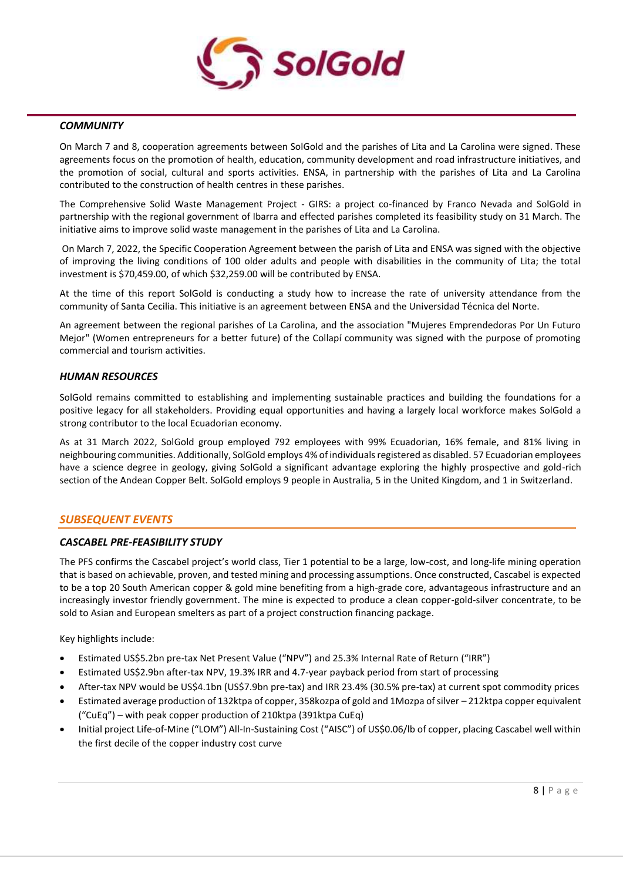### *COMMUNITY*

On March 7 and 8, cooperation agreements between SolGold and the parishes of Lita and La Carolina were signed. These agreements focus on the promotion of health, education, community development and road infrastructure initiatives, and the promotion of social, cultural and sports activities. ENSA, in partnership with the parishes of Lita and La Carolina contributed to the construction of health centres in these parishes.

The Comprehensive Solid Waste Management Project - GIRS: a project co-financed by Franco Nevada and SolGold in partnership with the regional government of Ibarra and effected parishes completed its feasibility study on 31 March. The initiative aims to improve solid waste management in the parishes of Lita and La Carolina.

On March 7, 2022, the Specific Cooperation Agreement between the parish of Lita and ENSA was signed with the objective of improving the living conditions of 100 older adults and people with disabilities in the community of Lita; the total investment is $70,459.00, of which $32,259.00 will be contributed by ENSA.

At the time of this report SolGold is conducting a study how to increase the rate of university attendance from the community of Santa Cecilia. This initiative is an agreement between ENSA and the Universidad Técnica del Norte.

An agreement between the regional parishes of La Carolina, and the association "Mujeres Emprendedoras Por Un Futuro Mejor" (Women entrepreneurs for a better future) of the Collapí community was signed with the purpose of promoting commercial and tourism activities.

### *HUMAN RESOURCES*

SolGold remains committed to establishing and implementing sustainable practices and building the foundations for a positive legacy for all stakeholders. Providing equal opportunities and having a largely local workforce makes SolGold a strong contributor to the local Ecuadorian economy.

As at 31 March 2022, SolGold group employed 792 employees with 99% Ecuadorian, 16% female, and 81% living in neighbouring communities. Additionally, SolGold employs 4% of individuals registered as disabled. 57 Ecuadorian employees have a science degree in geology, giving SolGold a significant advantage exploring the highly prospective and gold-rich section of the Andean Copper Belt. SolGold employs 9 people in Australia, 5 in the United Kingdom, and 1 in Switzerland.

## *SUBSEQUENT EVENTS*

### *CASCABEL PRE-FEASIBILITY STUDY*

The PFS confirms the Cascabel project's world class, Tier 1 potential to be a large, low-cost, and long-life mining operation that is based on achievable, proven, and tested mining and processing assumptions. Once constructed, Cascabel is expected to be a top 20 South American copper & gold mine benefiting from a high-grade core, advantageous infrastructure and an increasingly investor friendly government. The mine is expected to produce a clean copper-gold-silver concentrate, to be sold to Asian and European smelters as part of a project construction financing package.

Key highlights include:

- Estimated US$5.2bn pre-tax Net Present Value ("NPV") and 25.3% Internal Rate of Return ("IRR")
- Estimated US$2.9bn after-tax NPV, 19.3% IRR and 4.7-year payback period from start of processing
- After-tax NPV would be US$4.1bn (US$7.9bn pre-tax) and IRR 23.4% (30.5% pre-tax) at current spot commodity prices
- Estimated average production of 132ktpa of copper, 358kozpa of gold and 1Mozpa of silver – 212ktpa copper equivalent ("CuEq") – with peak copper production of 210ktpa (391ktpa CuEq)
- Initial project Life-of-Mine ("LOM") All-In-Sustaining Cost ("AISC") of US$0.06/lb of copper, placing Cascabel well within the first decile of the copper industry cost curve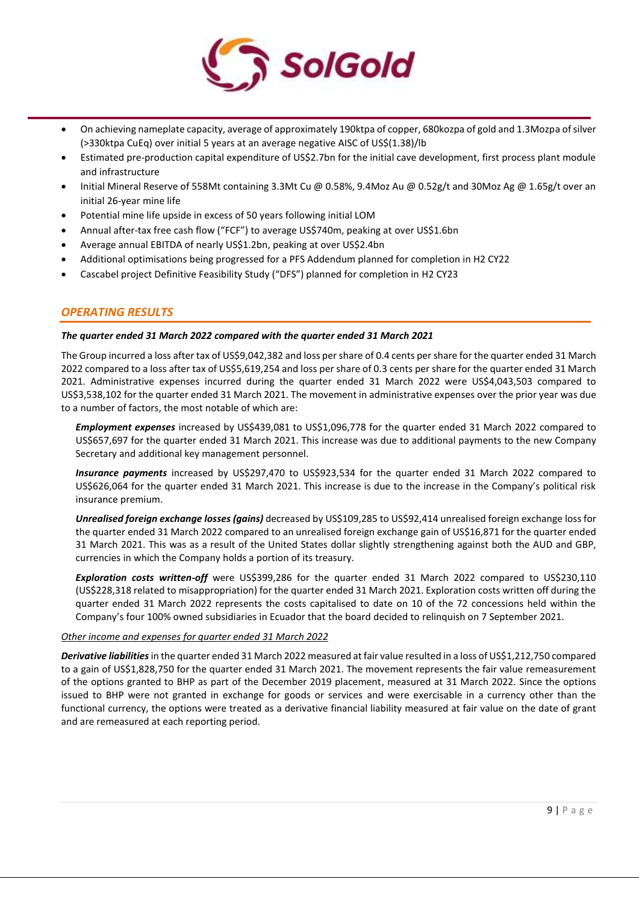- On achieving nameplate capacity, average of approximately 190ktpa of copper, 680kozpa of gold and 1.3Mozpa of silver (>330ktpa CuEq) over initial 5 years at an average negative AISC of US$(1.38)/lb
- Estimated pre-production capital expenditure of US$2.7bn for the initial cave development, first process plant module and infrastructure
- Initial Mineral Reserve of 558Mt containing 3.3Mt Cu @ 0.58%, 9.4Moz Au @ 0.52g/t and 30Moz Ag @ 1.65g/t over an initial 26-year mine life
- Potential mine life upside in excess of 50 years following initial LOM
- Annual after-tax free cash flow ("FCF") to average US$740m, peaking at over US$1.6bn
- Average annual EBITDA of nearly US$1.2bn, peaking at over US$2.4bn
- Additional optimisations being progressed for a PFS Addendum planned for completion in H2 CY22
- Cascabel project Definitive Feasibility Study ("DFS") planned for completion in H2 CY23

## *OPERATING RESULTS*

***The quarter ended 31 March 2022 compared with the quarter ended 31 March 2021***

The Group incurred a loss after tax of US$9,042,382 and loss per share of 0.4 cents per share for the quarter ended 31 March 2022 compared to a loss after tax of US$5,619,254 and loss per share of 0.3 cents per share for the quarter ended 31 March 2021. Administrative expenses incurred during the quarter ended 31 March 2022 were US$4,043,503 compared to US$3,538,102 for the quarter ended 31 March 2021. The movement in administrative expenses over the prior year was due to a number of factors, the most notable of which are:

***Employment expenses*** increased by US$439,081 to US$1,096,778 for the quarter ended 31 March 2022 compared to US$657,697 for the quarter ended 31 March 2021. This increase was due to additional payments to the new Company Secretary and additional key management personnel.

***Insurance payments*** increased by US$297,470 to US$923,534 for the quarter ended 31 March 2022 compared to US$626,064 for the quarter ended 31 March 2021. This increase is due to the increase in the Company's political risk insurance premium.

***Unrealised foreign exchange losses (gains)*** decreased by US$109,285 to US$92,414 unrealised foreign exchange loss for the quarter ended 31 March 2022 compared to an unrealised foreign exchange gain of US$16,871 for the quarter ended 31 March 2021. This was as a result of the United States dollar slightly strengthening against both the AUD and GBP, currencies in which the Company holds a portion of its treasury.

***Exploration costs written-off*** were US$399,286 for the quarter ended 31 March 2022 compared to US$230,110 (US$228,318 related to misappropriation) for the quarter ended 31 March 2021. Exploration costs written off during the quarter ended 31 March 2022 represents the costs capitalised to date on 10 of the 72 concessions held within the Company's four 100% owned subsidiaries in Ecuador that the board decided to relinquish on 7 September 2021.

*Other income and expenses for quarter ended 31 March 2022*

***Derivative liabilities*** in the quarter ended 31 March 2022 measured at fair value resulted in a loss of US$1,212,750 compared to a gain of US$1,828,750 for the quarter ended 31 March 2021. The movement represents the fair value remeasurement of the options granted to BHP as part of the December 2019 placement, measured at 31 March 2022. Since the options issued to BHP were not granted in exchange for goods or services and were exercisable in a currency other than the functional currency, the options were treated as a derivative financial liability measured at fair value on the date of grant and are remeasured at each reporting period.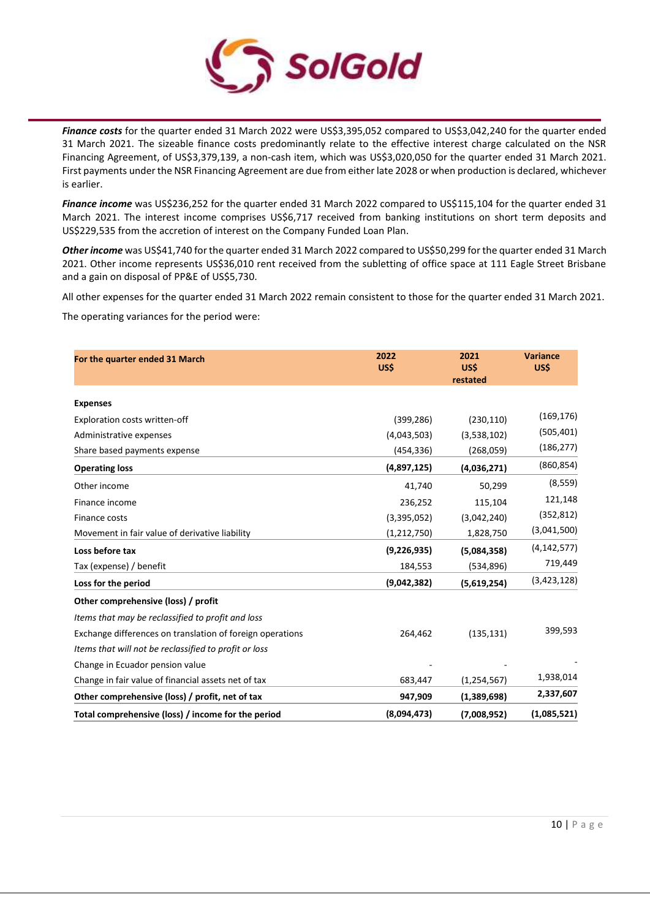***Finance costs*** for the quarter ended 31 March 2022 were US$3,395,052 compared to US$3,042,240 for the quarter ended 31 March 2021. The sizeable finance costs predominantly relate to the effective interest charge calculated on the NSR Financing Agreement, of US$3,379,139, a non-cash item, which was US$3,020,050 for the quarter ended 31 March 2021. First payments under the NSR Financing Agreement are due from either late 2028 or when production is declared, whichever is earlier.

***Finance income*** was US$236,252 for the quarter ended 31 March 2022 compared to US$115,104 for the quarter ended 31 March 2021. The interest income comprises US$6,717 received from banking institutions on short term deposits and US$229,535 from the accretion of interest on the Company Funded Loan Plan.

***Other income*** was US$41,740 for the quarter ended 31 March 2022 compared to US$50,299 for the quarter ended 31 March 2021. Other income represents US$36,010 rent received from the subletting of office space at 111 Eagle Street Brisbane and a gain on disposal of PP&E of US$5,730.

All other expenses for the quarter ended 31 March 2022 remain consistent to those for the quarter ended 31 March 2021.

The operating variances for the period were:

| For the quarter ended 31 March | 2022 US$ | 2021 US$ restated | Variance US$ |
|---|---|---|---|
| **Expenses** | | | |
| Exploration costs written-off | (399,286) | (230,110) | (169,176) |
| Administrative expenses | (4,043,503) | (3,538,102) | (505,401) |
| Share based payments expense | (454,336) | (268,059) | (186,277) |
| **Operating loss** | **(4,897,125)** | **(4,036,271)** | (860,854) |
| Other income | 41,740 | 50,299 | (8,559) |
| Finance income | 236,252 | 115,104 | 121,148 |
| Finance costs | (3,395,052) | (3,042,240) | (352,812) |
| Movement in fair value of derivative liability | (1,212,750) | 1,828,750 | (3,041,500) |
| **Loss before tax** | **(9,226,935)** | **(5,084,358)** | (4,142,577) |
| Tax (expense) / benefit | 184,553 | (534,896) | 719,449 |
| **Loss for the period** | **(9,042,382)** | **(5,619,254)** | (3,423,128) |
| **Other comprehensive (loss) / profit** | | | |
| *Items that may be reclassified to profit and loss* | | | |
| Exchange differences on translation of foreign operations | 264,462 | (135,131) | 399,593 |
| *Items that will not be reclassified to profit or loss* | | | |
| Change in Ecuador pension value | - | - | - |
| Change in fair value of financial assets net of tax | 683,447 | (1,254,567) | 1,938,014 |
| **Other comprehensive (loss) / profit, net of tax** | **947,909** | **(1,389,698)** | **2,337,607** |
| **Total comprehensive (loss) / income for the period** | **(8,094,473)** | **(7,008,952)** | **(1,085,521)** |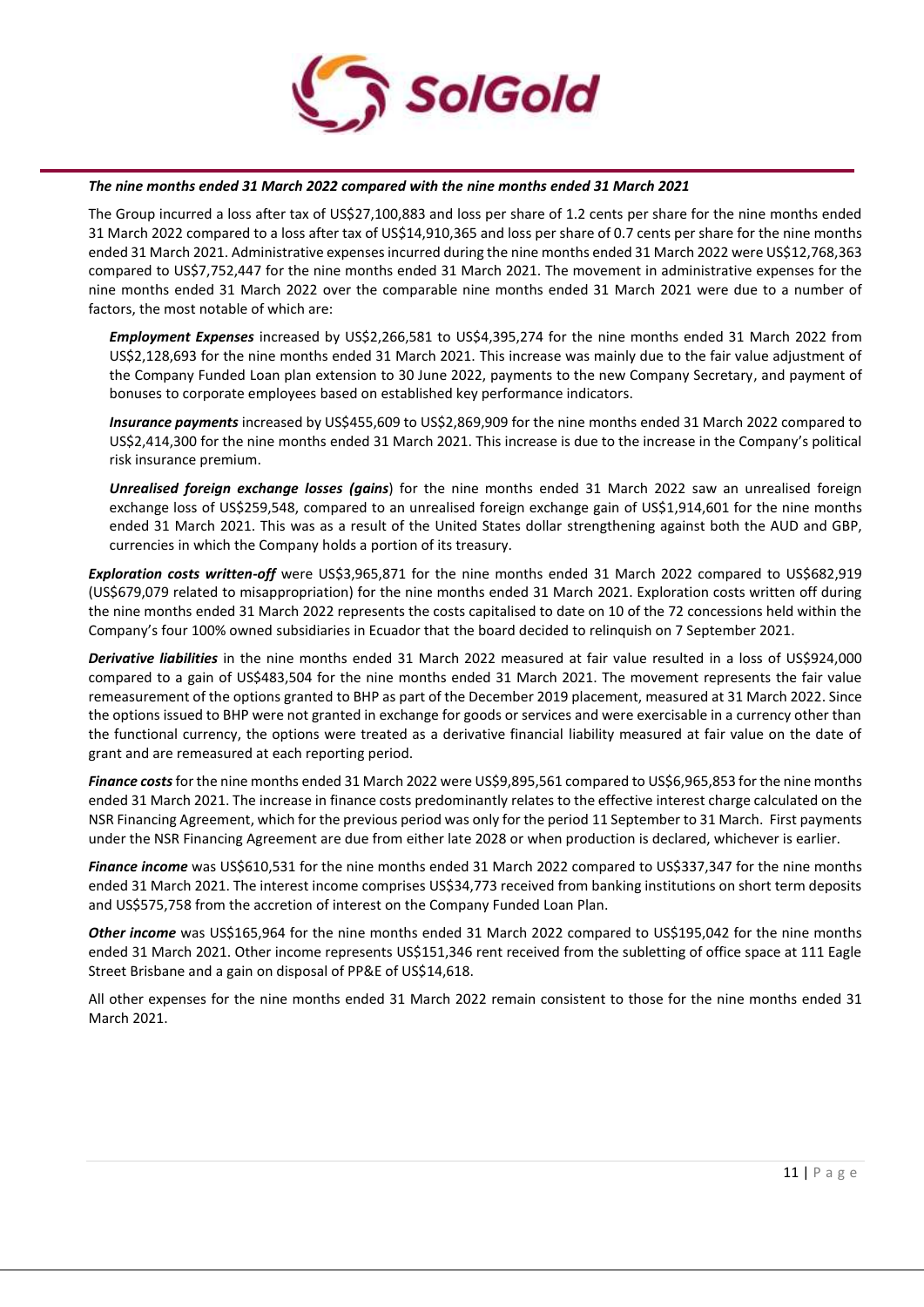***The nine months ended 31 March 2022 compared with the nine months ended 31 March 2021***

The Group incurred a loss after tax of US$27,100,883 and loss per share of 1.2 cents per share for the nine months ended 31 March 2022 compared to a loss after tax of US$14,910,365 and loss per share of 0.7 cents per share for the nine months ended 31 March 2021. Administrative expenses incurred during the nine months ended 31 March 2022 were US$12,768,363 compared to US$7,752,447 for the nine months ended 31 March 2021. The movement in administrative expenses for the nine months ended 31 March 2022 over the comparable nine months ended 31 March 2021 were due to a number of factors, the most notable of which are:

***Employment Expenses*** increased by US$2,266,581 to US$4,395,274 for the nine months ended 31 March 2022 from US$2,128,693 for the nine months ended 31 March 2021. This increase was mainly due to the fair value adjustment of the Company Funded Loan plan extension to 30 June 2022, payments to the new Company Secretary, and payment of bonuses to corporate employees based on established key performance indicators.

***Insurance payments*** increased by US$455,609 to US$2,869,909 for the nine months ended 31 March 2022 compared to US$2,414,300 for the nine months ended 31 March 2021. This increase is due to the increase in the Company's political risk insurance premium.

***Unrealised foreign exchange losses (gains***) for the nine months ended 31 March 2022 saw an unrealised foreign exchange loss of US$259,548, compared to an unrealised foreign exchange gain of US$1,914,601 for the nine months ended 31 March 2021. This was as a result of the United States dollar strengthening against both the AUD and GBP, currencies in which the Company holds a portion of its treasury.

***Exploration costs written-off*** were US$3,965,871 for the nine months ended 31 March 2022 compared to US$682,919 (US$679,079 related to misappropriation) for the nine months ended 31 March 2021. Exploration costs written off during the nine months ended 31 March 2022 represents the costs capitalised to date on 10 of the 72 concessions held within the Company's four 100% owned subsidiaries in Ecuador that the board decided to relinquish on 7 September 2021.

***Derivative liabilities*** in the nine months ended 31 March 2022 measured at fair value resulted in a loss of US$924,000 compared to a gain of US$483,504 for the nine months ended 31 March 2021. The movement represents the fair value remeasurement of the options granted to BHP as part of the December 2019 placement, measured at 31 March 2022. Since the options issued to BHP were not granted in exchange for goods or services and were exercisable in a currency other than the functional currency, the options were treated as a derivative financial liability measured at fair value on the date of grant and are remeasured at each reporting period.

***Finance costs*** for the nine months ended 31 March 2022 were US$9,895,561 compared to US$6,965,853 for the nine months ended 31 March 2021. The increase in finance costs predominantly relates to the effective interest charge calculated on the NSR Financing Agreement, which for the previous period was only for the period 11 September to 31 March. First payments under the NSR Financing Agreement are due from either late 2028 or when production is declared, whichever is earlier.

***Finance income*** was US$610,531 for the nine months ended 31 March 2022 compared to US$337,347 for the nine months ended 31 March 2021. The interest income comprises US$34,773 received from banking institutions on short term deposits and US$575,758 from the accretion of interest on the Company Funded Loan Plan.

***Other income*** was US$165,964 for the nine months ended 31 March 2022 compared to US$195,042 for the nine months ended 31 March 2021. Other income represents US$151,346 rent received from the subletting of office space at 111 Eagle Street Brisbane and a gain on disposal of PP&E of US$14,618.

All other expenses for the nine months ended 31 March 2022 remain consistent to those for the nine months ended 31 March 2021.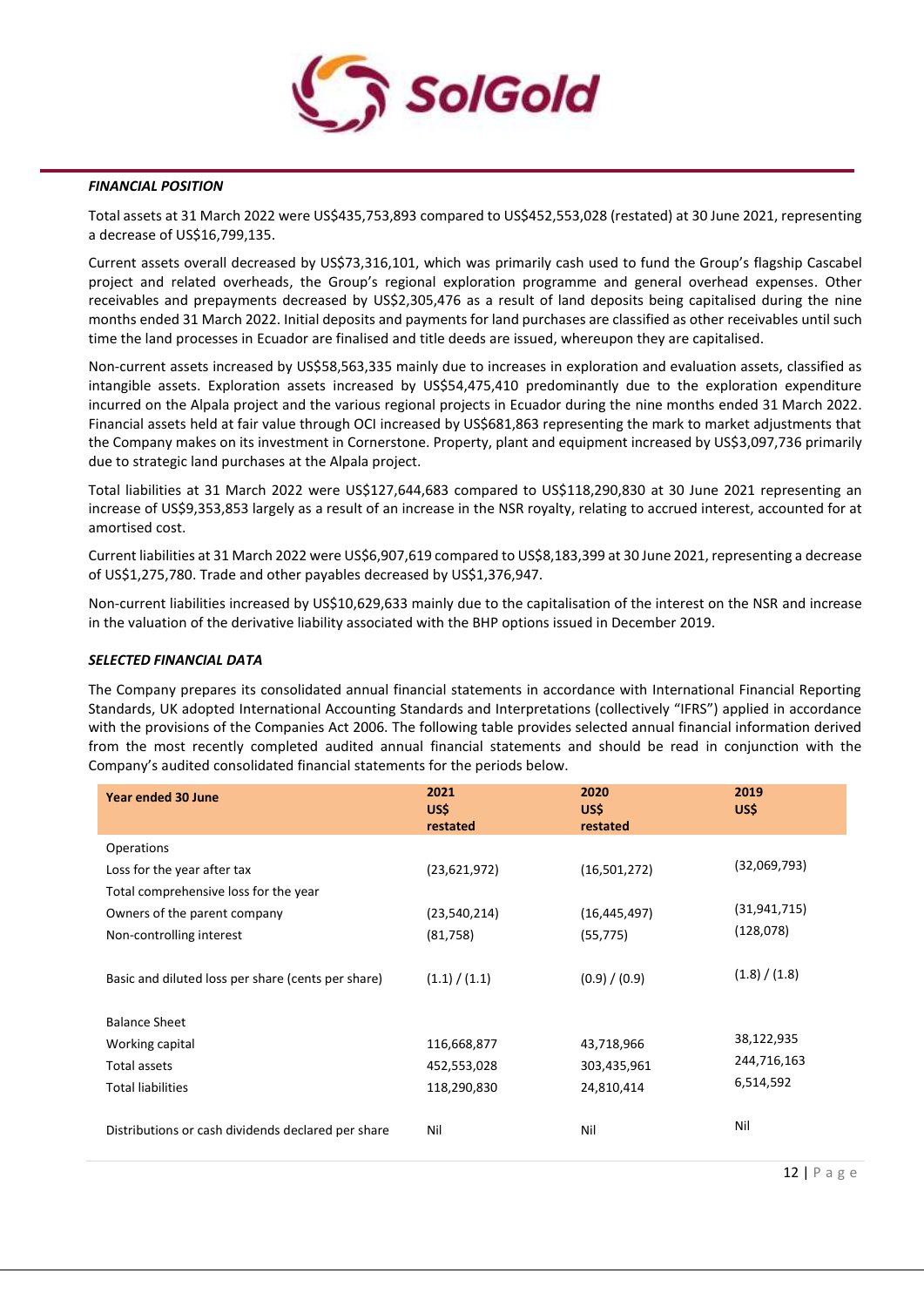***FINANCIAL POSITION***

Total assets at 31 March 2022 were US$435,753,893 compared to US$452,553,028 (restated) at 30 June 2021, representing a decrease of US$16,799,135.

Current assets overall decreased by US$73,316,101, which was primarily cash used to fund the Group's flagship Cascabel project and related overheads, the Group's regional exploration programme and general overhead expenses. Other receivables and prepayments decreased by US$2,305,476 as a result of land deposits being capitalised during the nine months ended 31 March 2022. Initial deposits and payments for land purchases are classified as other receivables until such time the land processes in Ecuador are finalised and title deeds are issued, whereupon they are capitalised.

Non-current assets increased by US$58,563,335 mainly due to increases in exploration and evaluation assets, classified as intangible assets. Exploration assets increased by US$54,475,410 predominantly due to the exploration expenditure incurred on the Alpala project and the various regional projects in Ecuador during the nine months ended 31 March 2022. Financial assets held at fair value through OCI increased by US$681,863 representing the mark to market adjustments that the Company makes on its investment in Cornerstone. Property, plant and equipment increased by US$3,097,736 primarily due to strategic land purchases at the Alpala project.

Total liabilities at 31 March 2022 were US$127,644,683 compared to US$118,290,830 at 30 June 2021 representing an increase of US$9,353,853 largely as a result of an increase in the NSR royalty, relating to accrued interest, accounted for at amortised cost.

Current liabilities at 31 March 2022 were US$6,907,619 compared to US$8,183,399 at 30 June 2021, representing a decrease of US$1,275,780. Trade and other payables decreased by US$1,376,947.

Non-current liabilities increased by US$10,629,633 mainly due to the capitalisation of the interest on the NSR and increase in the valuation of the derivative liability associated with the BHP options issued in December 2019.

***SELECTED FINANCIAL DATA***

The Company prepares its consolidated annual financial statements in accordance with International Financial Reporting Standards, UK adopted International Accounting Standards and Interpretations (collectively "IFRS") applied in accordance with the provisions of the Companies Act 2006. The following table provides selected annual financial information derived from the most recently completed audited annual financial statements and should be read in conjunction with the Company's audited consolidated financial statements for the periods below.

| **Year ended 30 June** | **2021 US$ restated** | **2020 US$ restated** | **2019 US$** |
|---|---|---|---|
| Operations | | | |
| Loss for the year after tax | (23,621,972) | (16,501,272) | (32,069,793) |
| Total comprehensive loss for the year | | | |
| Owners of the parent company | (23,540,214) | (16,445,497) | (31,941,715) |
| Non-controlling interest | (81,758) | (55,775) | (128,078) |
| | | | |
| Basic and diluted loss per share (cents per share) | (1.1) / (1.1) | (0.9) / (0.9) | (1.8) / (1.8) |
| | | | |
| Balance Sheet | | | |
| Working capital | 116,668,877 | 43,718,966 | 38,122,935 |
| Total assets | 452,553,028 | 303,435,961 | 244,716,163 |
| Total liabilities | 118,290,830 | 24,810,414 | 6,514,592 |
| | | | |
| Distributions or cash dividends declared per share | Nil | Nil | Nil |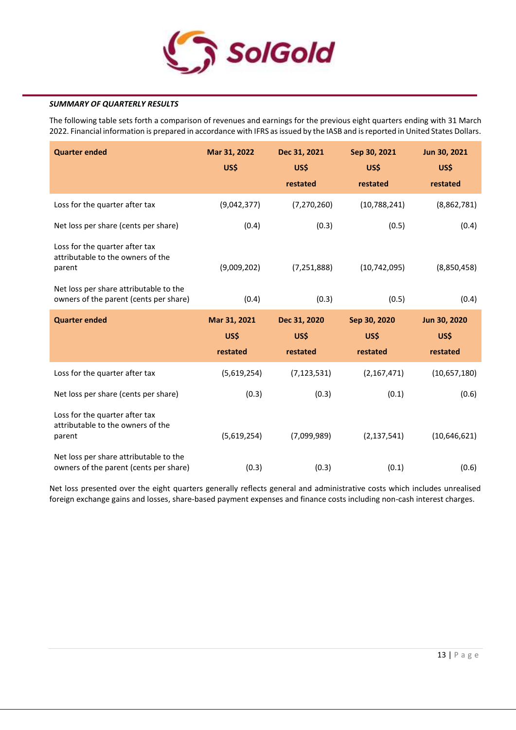***SUMMARY OF QUARTERLY RESULTS***

The following table sets forth a comparison of revenues and earnings for the previous eight quarters ending with 31 March 2022. Financial information is prepared in accordance with IFRS as issued by the IASB and is reported in United States Dollars.

| Quarter ended | Mar 31, 2022<br>US$ | Dec 31, 2021<br>US$<br>restated | Sep 30, 2021<br>US$<br>restated | Jun 30, 2021<br>US$<br>restated |
|---|---|---|---|---|
| Loss for the quarter after tax | (9,042,377) | (7,270,260) | (10,788,241) | (8,862,781) |
| Net loss per share (cents per share) | (0.4) | (0.3) | (0.5) | (0.4) |
| Loss for the quarter after tax attributable to the owners of the parent | (9,009,202) | (7,251,888) | (10,742,095) | (8,850,458) |
| Net loss per share attributable to the owners of the parent (cents per share) | (0.4) | (0.3) | (0.5) | (0.4) |
| **Quarter ended** | **Mar 31, 2021<br>US$<br>restated** | **Dec 31, 2020<br>US$<br>restated** | **Sep 30, 2020<br>US$<br>restated** | **Jun 30, 2020<br>US$<br>restated** |
| Loss for the quarter after tax | (5,619,254) | (7,123,531) | (2,167,471) | (10,657,180) |
| Net loss per share (cents per share) | (0.3) | (0.3) | (0.1) | (0.6) |
| Loss for the quarter after tax attributable to the owners of the parent | (5,619,254) | (7,099,989) | (2,137,541) | (10,646,621) |
| Net loss per share attributable to the owners of the parent (cents per share) | (0.3) | (0.3) | (0.1) | (0.6) |

Net loss presented over the eight quarters generally reflects general and administrative costs which includes unrealised foreign exchange gains and losses, share-based payment expenses and finance costs including non-cash interest charges.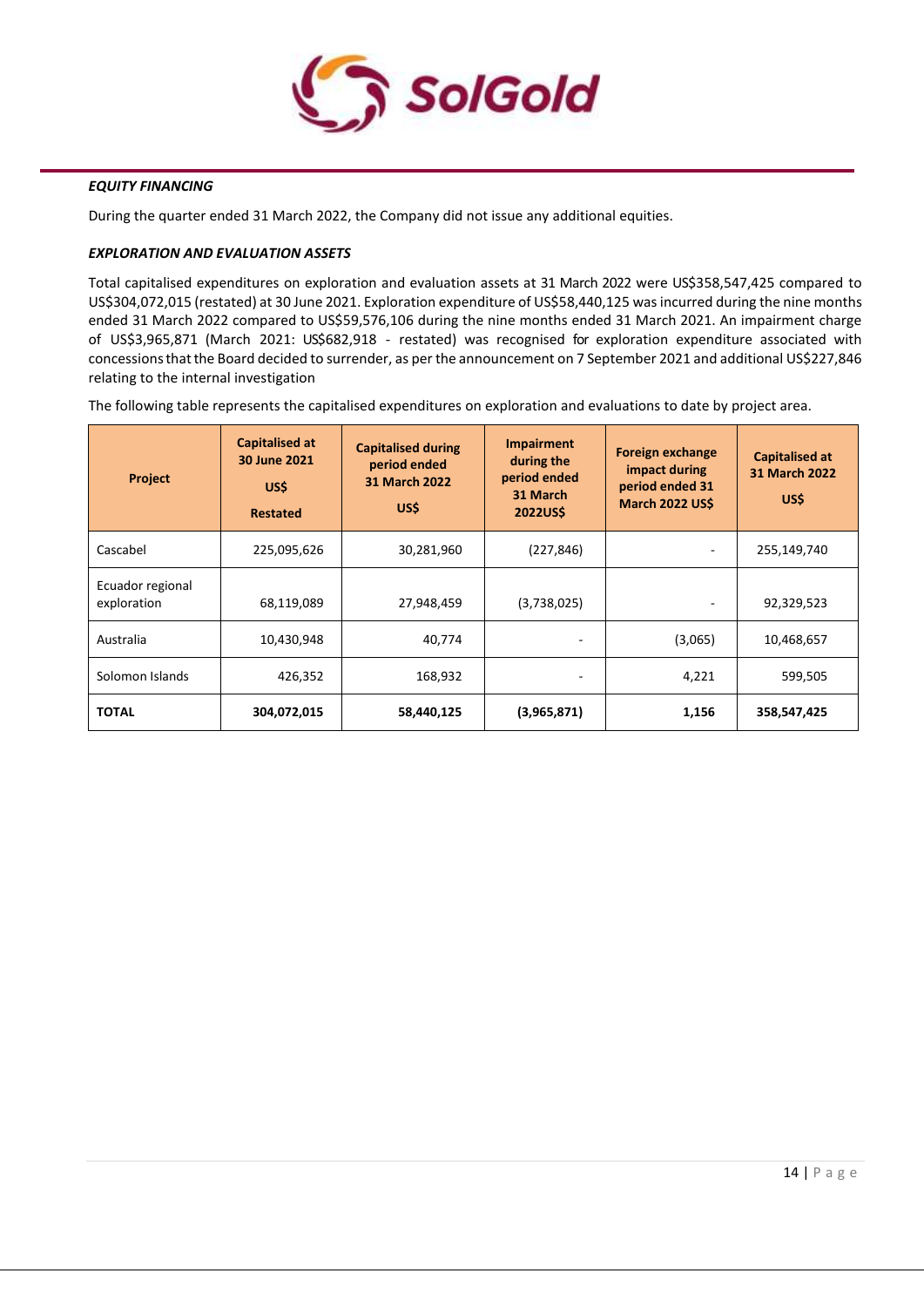***EQUITY FINANCING***

During the quarter ended 31 March 2022, the Company did not issue any additional equities.

***EXPLORATION AND EVALUATION ASSETS***

Total capitalised expenditures on exploration and evaluation assets at 31 March 2022 were US$358,547,425 compared to US$304,072,015 (restated) at 30 June 2021. Exploration expenditure of US$58,440,125 was incurred during the nine months ended 31 March 2022 compared to US$59,576,106 during the nine months ended 31 March 2021. An impairment charge of US$3,965,871 (March 2021: US$682,918 - restated) was recognised for exploration expenditure associated with concessions that the Board decided to surrender, as per the announcement on 7 September 2021 and additional US$227,846 relating to the internal investigation

The following table represents the capitalised expenditures on exploration and evaluations to date by project area.

| Project | Capitalised at 30 June 2021 US$ Restated | Capitalised during period ended 31 March 2022 US$ | Impairment during the period ended 31 March 2022US$ | Foreign exchange impact during period ended 31 March 2022 US$ | Capitalised at 31 March 2022 US$ |
|---|---|---|---|---|---|
| Cascabel | 225,095,626 | 30,281,960 | (227,846) | - | 255,149,740 |
| Ecuador regional exploration | 68,119,089 | 27,948,459 | (3,738,025) | - | 92,329,523 |
| Australia | 10,430,948 | 40,774 | - | (3,065) | 10,468,657 |
| Solomon Islands | 426,352 | 168,932 | - | 4,221 | 599,505 |
| **TOTAL** | **304,072,015** | **58,440,125** | **(3,965,871)** | **1,156** | **358,547,425** |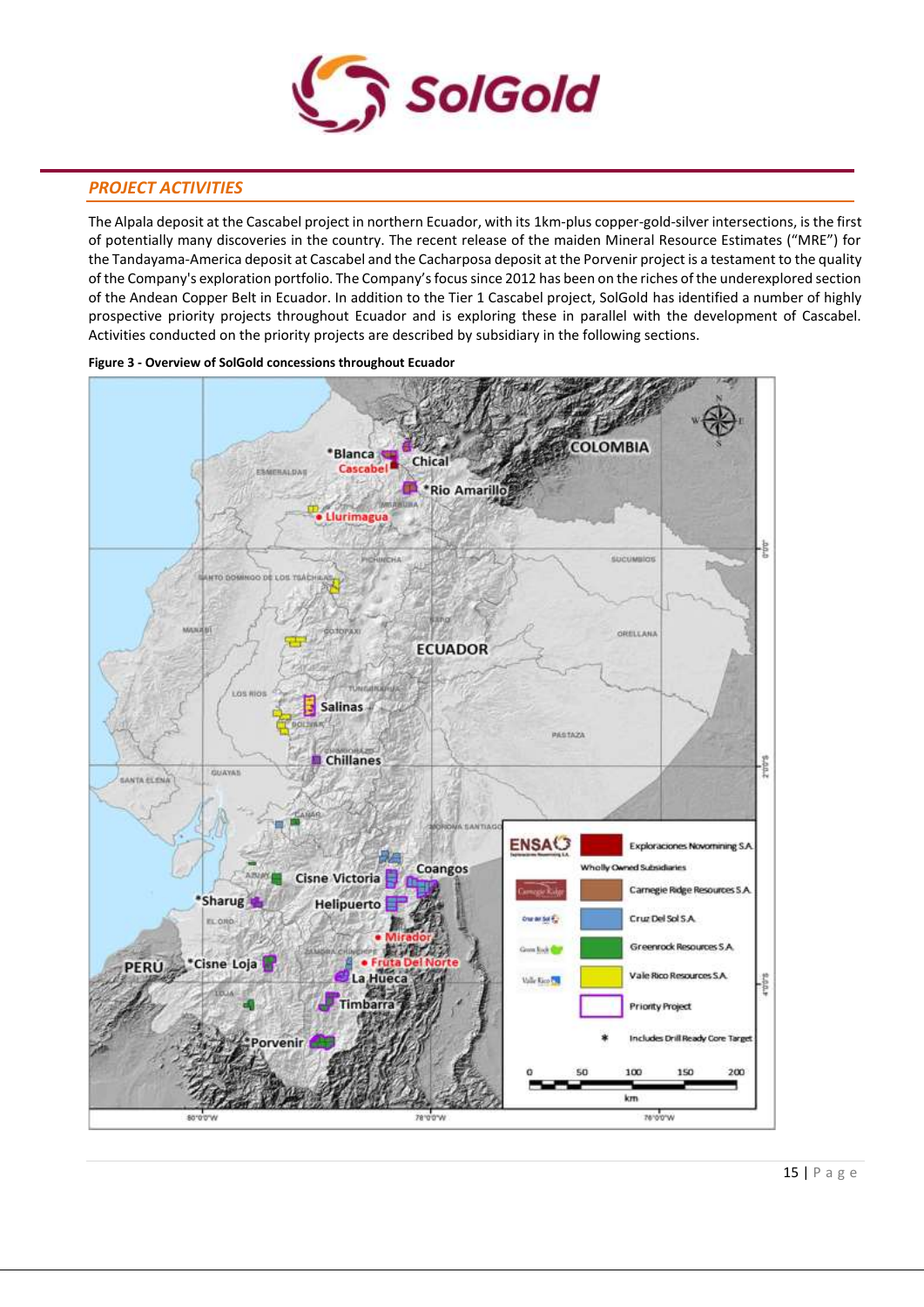## PROJECT ACTIVITIES

The Alpala deposit at the Cascabel project in northern Ecuador, with its 1km-plus copper-gold-silver intersections, is the first of potentially many discoveries in the country. The recent release of the maiden Mineral Resource Estimates ("MRE") for the Tandayama-America deposit at Cascabel and the Cacharposa deposit at the Porvenir project is a testament to the quality of the Company's exploration portfolio. The Company's focus since 2012 has been on the riches of the underexplored section of the Andean Copper Belt in Ecuador. In addition to the Tier 1 Cascabel project, SolGold has identified a number of highly prospective priority projects throughout Ecuador and is exploring these in parallel with the development of Cascabel. Activities conducted on the priority projects are described by subsidiary in the following sections.

**Figure 3 - Overview of SolGold concessions throughout Ecuador**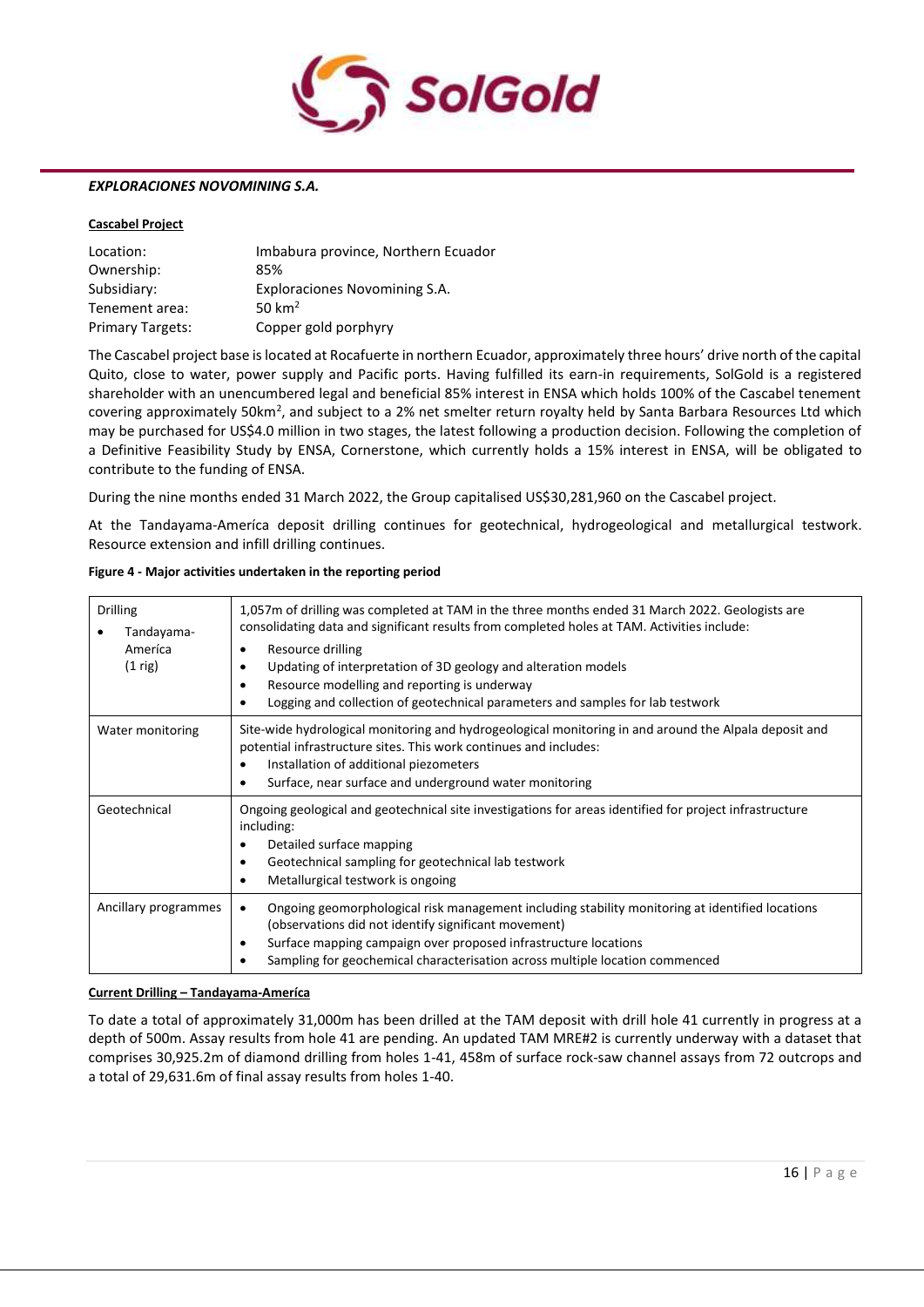***EXPLORACIONES NOVOMINING S.A.***

**Cascabel Project**

| | |
|---|---|
| Location: | Imbabura province, Northern Ecuador |
| Ownership: | 85% |
| Subsidiary: | Exploraciones Novomining S.A. |
| Tenement area: | 50 km$^2$ |
| Primary Targets: | Copper gold porphyry |

The Cascabel project base is located at Rocafuerte in northern Ecuador, approximately three hours' drive north of the capital Quito, close to water, power supply and Pacific ports. Having fulfilled its earn-in requirements, SolGold is a registered shareholder with an unencumbered legal and beneficial 85% interest in ENSA which holds 100% of the Cascabel tenement covering approximately 50km$^2$, and subject to a 2% net smelter return royalty held by Santa Barbara Resources Ltd which may be purchased for US$4.0 million in two stages, the latest following a production decision. Following the completion of a Definitive Feasibility Study by ENSA, Cornerstone, which currently holds a 15% interest in ENSA, will be obligated to contribute to the funding of ENSA.

During the nine months ended 31 March 2022, the Group capitalised US$30,281,960 on the Cascabel project.

At the Tandayama-America deposit drilling continues for geotechnical, hydrogeological and metallurgical testwork. Resource extension and infill drilling continues.

**Figure 4 - Major activities undertaken in the reporting period**

| | |
|---|---|
| Drilling<br>• Tandayama-America (1 rig) | 1,057m of drilling was completed at TAM in the three months ended 31 March 2022. Geologists are consolidating data and significant results from completed holes at TAM. Activities include:<br>• Resource drilling<br>• Updating of interpretation of 3D geology and alteration models<br>• Resource modelling and reporting is underway<br>• Logging and collection of geotechnical parameters and samples for lab testwork |
| Water monitoring | Site-wide hydrological monitoring and hydrogeological monitoring in and around the Alpala deposit and potential infrastructure sites. This work continues and includes:<br>• Installation of additional piezometers<br>• Surface, near surface and underground water monitoring |
| Geotechnical | Ongoing geological and geotechnical site investigations for areas identified for project infrastructure including:<br>• Detailed surface mapping<br>• Geotechnical sampling for geotechnical lab testwork<br>• Metallurgical testwork is ongoing |
| Ancillary programmes | • Ongoing geomorphological risk management including stability monitoring at identified locations (observations did not identify significant movement)<br>• Surface mapping campaign over proposed infrastructure locations<br>• Sampling for geochemical characterisation across multiple location commenced |

**Current Drilling – Tandayama-America**

To date a total of approximately 31,000m has been drilled at the TAM deposit with drill hole 41 currently in progress at a depth of 500m. Assay results from hole 41 are pending. An updated TAM MRE#2 is currently underway with a dataset that comprises 30,925.2m of diamond drilling from holes 1-41, 458m of surface rock-saw channel assays from 72 outcrops and a total of 29,631.6m of final assay results from holes 1-40.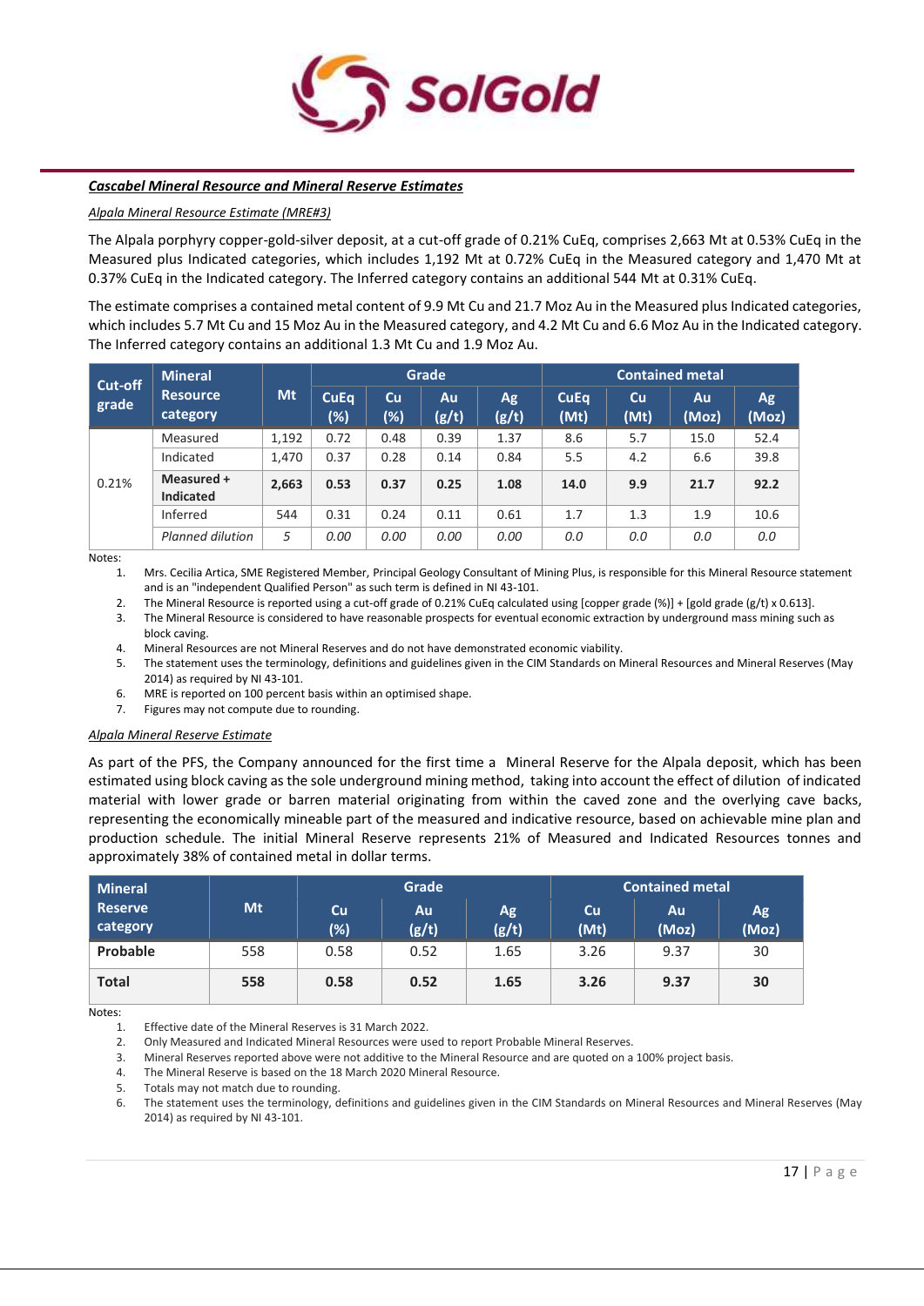**Cascabel Mineral Resource and Mineral Reserve Estimates**

*Alpala Mineral Resource Estimate (MRE#3)*

The Alpala porphyry copper-gold-silver deposit, at a cut-off grade of 0.21% CuEq, comprises 2,663 Mt at 0.53% CuEq in the Measured plus Indicated categories, which includes 1,192 Mt at 0.72% CuEq in the Measured category and 1,470 Mt at 0.37% CuEq in the Indicated category. The Inferred category contains an additional 544 Mt at 0.31% CuEq.

The estimate comprises a contained metal content of 9.9 Mt Cu and 21.7 Moz Au in the Measured plus Indicated categories, which includes 5.7 Mt Cu and 15 Moz Au in the Measured category, and 4.2 Mt Cu and 6.6 Moz Au in the Indicated category. The Inferred category contains an additional 1.3 Mt Cu and 1.9 Moz Au.

| Cut-off grade | Mineral Resource category | Mt | Grade | | | | Contained metal | | | |
|---|---|---|---|---|---|---|---|---|---|---|
| | | | CuEq (%) | Cu (%) | Au (g/t) | Ag (g/t) | CuEq (Mt) | Cu (Mt) | Au (Moz) | Ag (Moz) |
| 0.21% | Measured | 1,192 | 0.72 | 0.48 | 0.39 | 1.37 | 8.6 | 5.7 | 15.0 | 52.4 |
| | Indicated | 1,470 | 0.37 | 0.28 | 0.14 | 0.84 | 5.5 | 4.2 | 6.6 | 39.8 |
| | **Measured + Indicated** | **2,663** | **0.53** | **0.37** | **0.25** | **1.08** | **14.0** | **9.9** | **21.7** | **92.2** |
| | Inferred | 544 | 0.31 | 0.24 | 0.11 | 0.61 | 1.7 | 1.3 | 1.9 | 10.6 |
| | *Planned dilution* | *5* | *0.00* | *0.00* | *0.00* | *0.00* | *0.0* | *0.0* | *0.0* | *0.0* |

Notes:

1. Mrs. Cecilia Artica, SME Registered Member, Principal Geology Consultant of Mining Plus, is responsible for this Mineral Resource statement and is an "independent Qualified Person" as such term is defined in NI 43-101.
2. The Mineral Resource is reported using a cut-off grade of 0.21% CuEq calculated using [copper grade (%)] + [gold grade (g/t) x 0.613].
3. The Mineral Resource is considered to have reasonable prospects for eventual economic extraction by underground mass mining such as block caving.
4. Mineral Resources are not Mineral Reserves and do not have demonstrated economic viability.
5. The statement uses the terminology, definitions and guidelines given in the CIM Standards on Mineral Resources and Mineral Reserves (May 2014) as required by NI 43-101.
6. MRE is reported on 100 percent basis within an optimised shape.
7. Figures may not compute due to rounding.

*Alpala Mineral Reserve Estimate*

As part of the PFS, the Company announced for the first time a Mineral Reserve for the Alpala deposit, which has been estimated using block caving as the sole underground mining method, taking into account the effect of dilution of indicated material with lower grade or barren material originating from within the caved zone and the overlying cave backs, representing the economically mineable part of the measured and indicative resource, based on achievable mine plan and production schedule. The initial Mineral Reserve represents 21% of Measured and Indicated Resources tonnes and approximately 38% of contained metal in dollar terms.

| Mineral Reserve category | Mt | Grade | | | Contained metal | | |
|---|---|---|---|---|---|---|---|
| | | Cu (%) | Au (g/t) | Ag (g/t) | Cu (Mt) | Au (Moz) | Ag (Moz) |
| **Probable** | 558 | 0.58 | 0.52 | 1.65 | 3.26 | 9.37 | 30 |
| **Total** | **558** | **0.58** | **0.52** | **1.65** | **3.26** | **9.37** | **30** |

Notes:

1. Effective date of the Mineral Reserves is 31 March 2022.
2. Only Measured and Indicated Mineral Resources were used to report Probable Mineral Reserves.
3. Mineral Reserves reported above were not additive to the Mineral Resource and are quoted on a 100% project basis.
4. The Mineral Reserve is based on the 18 March 2020 Mineral Resource.
5. Totals may not match due to rounding.
6. The statement uses the terminology, definitions and guidelines given in the CIM Standards on Mineral Resources and Mineral Reserves (May 2014) as required by NI 43-101.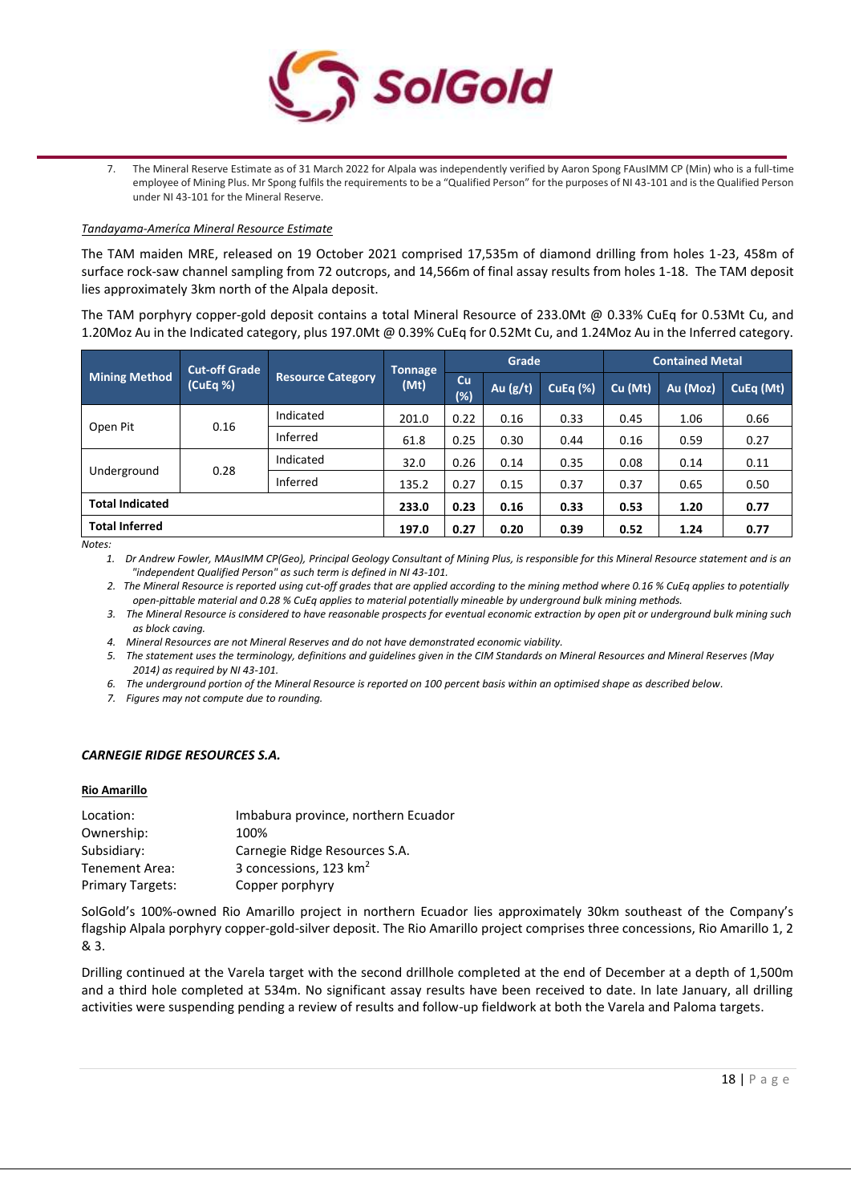7. The Mineral Reserve Estimate as of 31 March 2022 for Alpala was independently verified by Aaron Spong FAusIMM CP (Min) who is a full-time employee of Mining Plus. Mr Spong fulfils the requirements to be a "Qualified Person" for the purposes of NI 43-101 and is the Qualified Person under NI 43-101 for the Mineral Reserve.

*Tandayama-América Mineral Resource Estimate*

The TAM maiden MRE, released on 19 October 2021 comprised 17,535m of diamond drilling from holes 1-23, 458m of surface rock-saw channel sampling from 72 outcrops, and 14,566m of final assay results from holes 1-18. The TAM deposit lies approximately 3km north of the Alpala deposit.

The TAM porphyry copper-gold deposit contains a total Mineral Resource of 233.0Mt @ 0.33% CuEq for 0.53Mt Cu, and 1.20Moz Au in the Indicated category, plus 197.0Mt @ 0.39% CuEq for 0.52Mt Cu, and 1.24Moz Au in the Inferred category.

| Mining Method | Cut-off Grade (CuEq %) | Resource Category | Tonnage (Mt) | Grade | | | Contained Metal | | |
|---|---|---|---|---|---|---|---|---|---|
| | | | | Cu (%) | Au (g/t) | CuEq (%) | Cu (Mt) | Au (Moz) | CuEq (Mt) |
| Open Pit | 0.16 | Indicated | 201.0 | 0.22 | 0.16 | 0.33 | 0.45 | 1.06 | 0.66 |
| | | Inferred | 61.8 | 0.25 | 0.30 | 0.44 | 0.16 | 0.59 | 0.27 |
| Underground | 0.28 | Indicated | 32.0 | 0.26 | 0.14 | 0.35 | 0.08 | 0.14 | 0.11 |
| | | Inferred | 135.2 | 0.27 | 0.15 | 0.37 | 0.37 | 0.65 | 0.50 |
| **Total Indicated** | | | **233.0** | **0.23** | **0.16** | **0.33** | **0.53** | **1.20** | **0.77** |
| **Total Inferred** | | | **197.0** | **0.27** | **0.20** | **0.39** | **0.52** | **1.24** | **0.77** |

Notes:

1. *Dr Andrew Fowler, MAusIMM CP(Geo), Principal Geology Consultant of Mining Plus, is responsible for this Mineral Resource statement and is an "independent Qualified Person" as such term is defined in NI 43-101.*
2. *The Mineral Resource is reported using cut-off grades that are applied according to the mining method where 0.16 % CuEq applies to potentially open-pittable material and 0.28 % CuEq applies to material potentially mineable by underground bulk mining methods.*
3. *The Mineral Resource is considered to have reasonable prospects for eventual economic extraction by open pit or underground bulk mining such as block caving.*
4. *Mineral Resources are not Mineral Reserves and do not have demonstrated economic viability.*
5. *The statement uses the terminology, definitions and guidelines given in the CIM Standards on Mineral Resources and Mineral Reserves (May 2014) as required by NI 43-101.*
6. *The underground portion of the Mineral Resource is reported on 100 percent basis within an optimised shape as described below.*
7. *Figures may not compute due to rounding.*

### *CARNEGIE RIDGE RESOURCES S.A.*

**Rio Amarillo**

Location: Imbabura province, northern Ecuador
Ownership: 100%
Subsidiary: Carnegie Ridge Resources S.A.
Tenement Area: 3 concessions, 123 km$^2$
Primary Targets: Copper porphyry

SolGold's 100%-owned Rio Amarillo project in northern Ecuador lies approximately 30km southeast of the Company's flagship Alpala porphyry copper-gold-silver deposit. The Rio Amarillo project comprises three concessions, Rio Amarillo 1, 2 & 3.

Drilling continued at the Varela target with the second drillhole completed at the end of December at a depth of 1,500m and a third hole completed at 534m. No significant assay results have been received to date. In late January, all drilling activities were suspending pending a review of results and follow-up fieldwork at both the Varela and Paloma targets.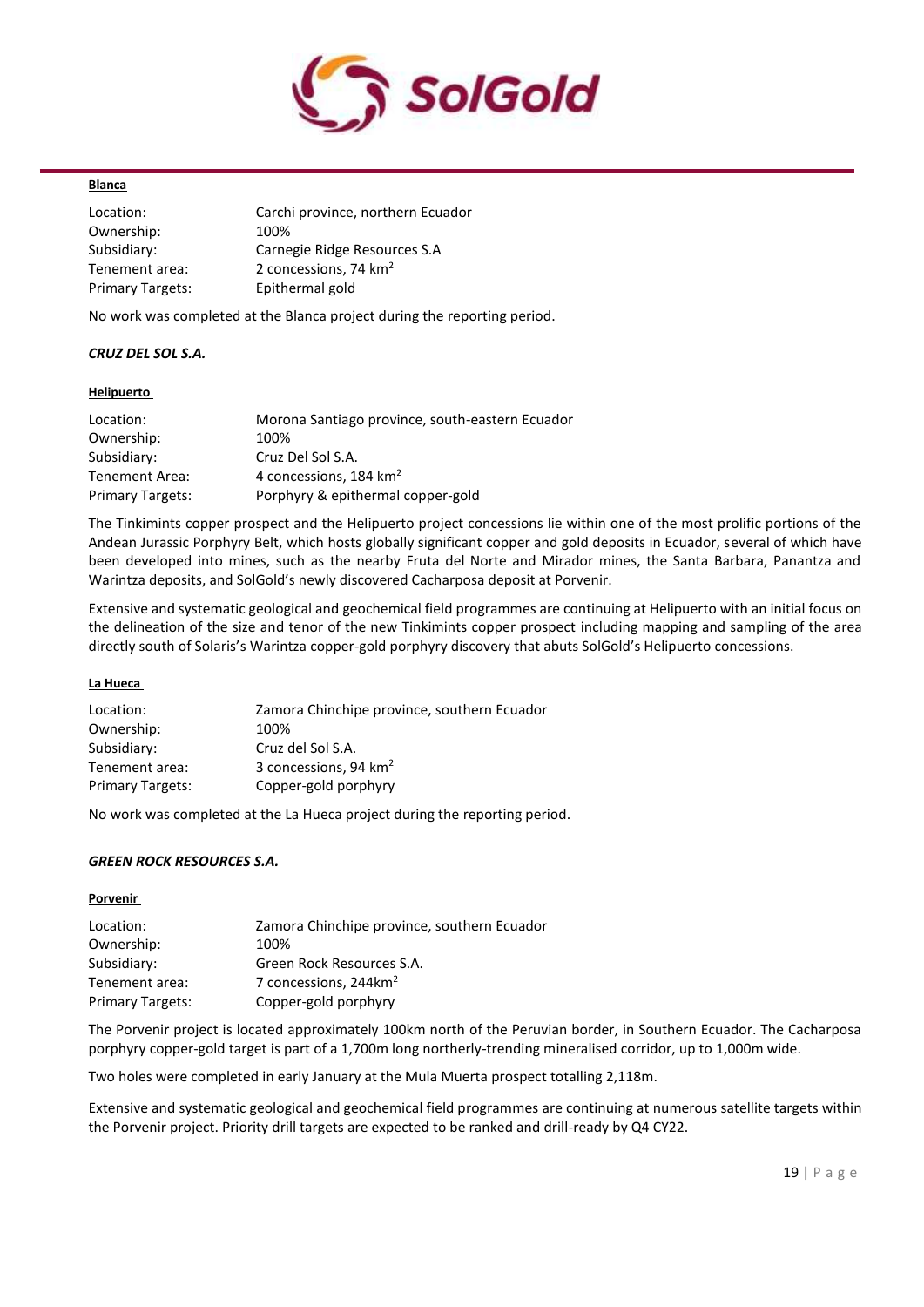**Blanca**

Location: Carchi province, northern Ecuador
Ownership: 100%
Subsidiary: Carnegie Ridge Resources S.A
Tenement area: 2 concessions, 74 km$^2$
Primary Targets: Epithermal gold

No work was completed at the Blanca project during the reporting period.

***CRUZ DEL SOL S.A.***

**Helipuerto**

Location: Morona Santiago province, south-eastern Ecuador
Ownership: 100%
Subsidiary: Cruz Del Sol S.A.
Tenement Area: 4 concessions, 184 km$^2$
Primary Targets: Porphyry & epithermal copper-gold

The Tinkimints copper prospect and the Helipuerto project concessions lie within one of the most prolific portions of the Andean Jurassic Porphyry Belt, which hosts globally significant copper and gold deposits in Ecuador, several of which have been developed into mines, such as the nearby Fruta del Norte and Mirador mines, the Santa Barbara, Panantza and Warintza deposits, and SolGold's newly discovered Cacharposa deposit at Porvenir.

Extensive and systematic geological and geochemical field programmes are continuing at Helipuerto with an initial focus on the delineation of the size and tenor of the new Tinkimints copper prospect including mapping and sampling of the area directly south of Solaris's Warintza copper-gold porphyry discovery that abuts SolGold's Helipuerto concessions.

**La Hueca**

Location: Zamora Chinchipe province, southern Ecuador
Ownership: 100%
Subsidiary: Cruz del Sol S.A.
Tenement area: 3 concessions, 94 km$^2$
Primary Targets: Copper-gold porphyry

No work was completed at the La Hueca project during the reporting period.

***GREEN ROCK RESOURCES S.A.***

**Porvenir**

Location: Zamora Chinchipe province, southern Ecuador
Ownership: 100%
Subsidiary: Green Rock Resources S.A.
Tenement area: 7 concessions, 244km$^2$
Primary Targets: Copper-gold porphyry

The Porvenir project is located approximately 100km north of the Peruvian border, in Southern Ecuador. The Cacharposa porphyry copper-gold target is part of a 1,700m long northerly-trending mineralised corridor, up to 1,000m wide.

Two holes were completed in early January at the Mula Muerta prospect totalling 2,118m.

Extensive and systematic geological and geochemical field programmes are continuing at numerous satellite targets within the Porvenir project. Priority drill targets are expected to be ranked and drill-ready by Q4 CY22.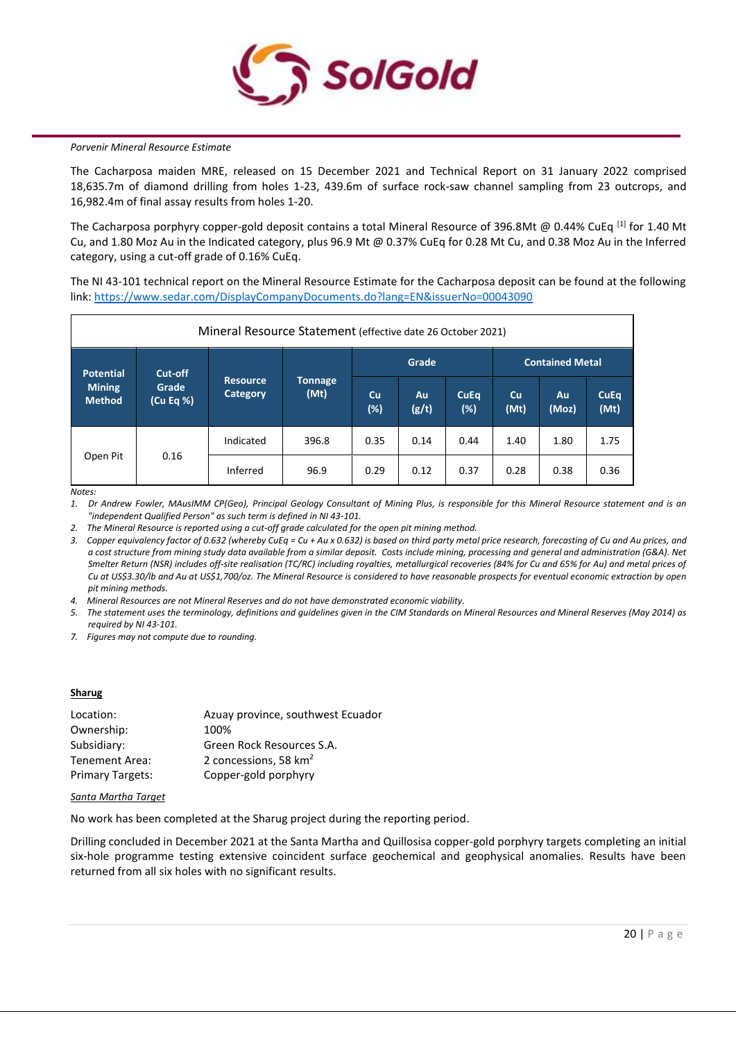*Porvenir Mineral Resource Estimate*

The Cacharposa maiden MRE, released on 15 December 2021 and Technical Report on 31 January 2022 comprised 18,635.7m of diamond drilling from holes 1-23, 439.6m of surface rock-saw channel sampling from 23 outcrops, and 16,982.4m of final assay results from holes 1-20.

The Cacharposa porphyry copper-gold deposit contains a total Mineral Resource of 396.8Mt @ 0.44% CuEq [1] for 1.40 Mt Cu, and 1.80 Moz Au in the Indicated category, plus 96.9 Mt @ 0.37% CuEq for 0.28 Mt Cu, and 0.38 Moz Au in the Inferred category, using a cut-off grade of 0.16% CuEq.

The NI 43-101 technical report on the Mineral Resource Estimate for the Cacharposa deposit can be found at the following link: https://www.sedar.com/DisplayCompanyDocuments.do?lang=EN&issuerNo=00043090

Mineral Resource Statement (effective date 26 October 2021)

| Potential Mining Method | Cut-off Grade (Cu Eq %) | Resource Category | Tonnage (Mt) | Grade | | | Contained Metal | | |
|---|---|---|---|---|---|---|---|---|---|
| | | | | Cu (%) | Au (g/t) | CuEq (%) | Cu (Mt) | Au (Moz) | CuEq (Mt) |
| Open Pit | 0.16 | Indicated | 396.8 | 0.35 | 0.14 | 0.44 | 1.40 | 1.80 | 1.75 |
| | | Inferred | 96.9 | 0.29 | 0.12 | 0.37 | 0.28 | 0.38 | 0.36 |

*Notes:*

1. *Dr Andrew Fowler, MAusIMM CP(Geo), Principal Geology Consultant of Mining Plus, is responsible for this Mineral Resource statement and is an "independent Qualified Person" as such term is defined in NI 43-101.*
2. *The Mineral Resource is reported using a cut-off grade calculated for the open pit mining method.*
3. *Copper equivalency factor of 0.632 (whereby CuEq = Cu + Au x 0.632) is based on third party metal price research, forecasting of Cu and Au prices, and a cost structure from mining study data available from a similar deposit. Costs include mining, processing and general and administration (G&A). Net Smelter Return (NSR) includes off-site realisation (TC/RC) including royalties, metallurgical recoveries (84% for Cu and 65% for Au) and metal prices of Cu at US$3.30/lb and Au at US$1,700/oz. The Mineral Resource is considered to have reasonable prospects for eventual economic extraction by open pit mining methods.*
4. *Mineral Resources are not Mineral Reserves and do not have demonstrated economic viability.*
5. *The statement uses the terminology, definitions and guidelines given in the CIM Standards on Mineral Resources and Mineral Reserves (May 2014) as required by NI 43-101.*
7. *Figures may not compute due to rounding.*

**Sharug**

Location: Azuay province, southwest Ecuador
Ownership: 100%
Subsidiary: Green Rock Resources S.A.
Tenement Area: 2 concessions, 58 km$^2$
Primary Targets: Copper-gold porphyry

*Santa Martha Target*

No work has been completed at the Sharug project during the reporting period.

Drilling concluded in December 2021 at the Santa Martha and Quillosisa copper-gold porphyry targets completing an initial six-hole programme testing extensive coincident surface geochemical and geophysical anomalies. Results have been returned from all six holes with no significant results.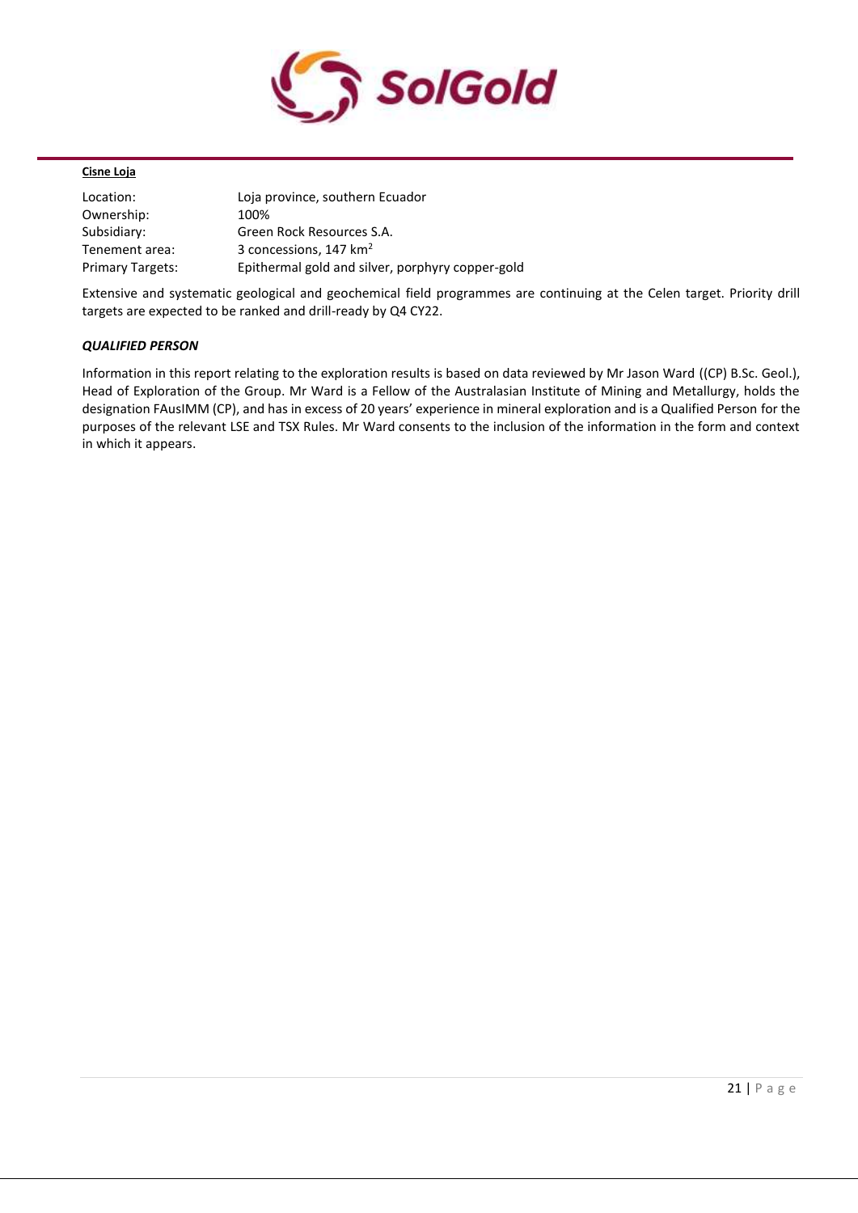**Cisne Loja**

| | |
|---|---|
| Location: | Loja province, southern Ecuador |
| Ownership: | 100% |
| Subsidiary: | Green Rock Resources S.A. |
| Tenement area: | 3 concessions, 147 $km^2$ |
| Primary Targets: | Epithermal gold and silver, porphyry copper-gold |

Extensive and systematic geological and geochemical field programmes are continuing at the Celen target. Priority drill targets are expected to be ranked and drill-ready by Q4 CY22.

***QUALIFIED PERSON***

Information in this report relating to the exploration results is based on data reviewed by Mr Jason Ward ((CP) B.Sc. Geol.), Head of Exploration of the Group. Mr Ward is a Fellow of the Australasian Institute of Mining and Metallurgy, holds the designation FAusIMM (CP), and has in excess of 20 years' experience in mineral exploration and is a Qualified Person for the purposes of the relevant LSE and TSX Rules. Mr Ward consents to the inclusion of the information in the form and context in which it appears.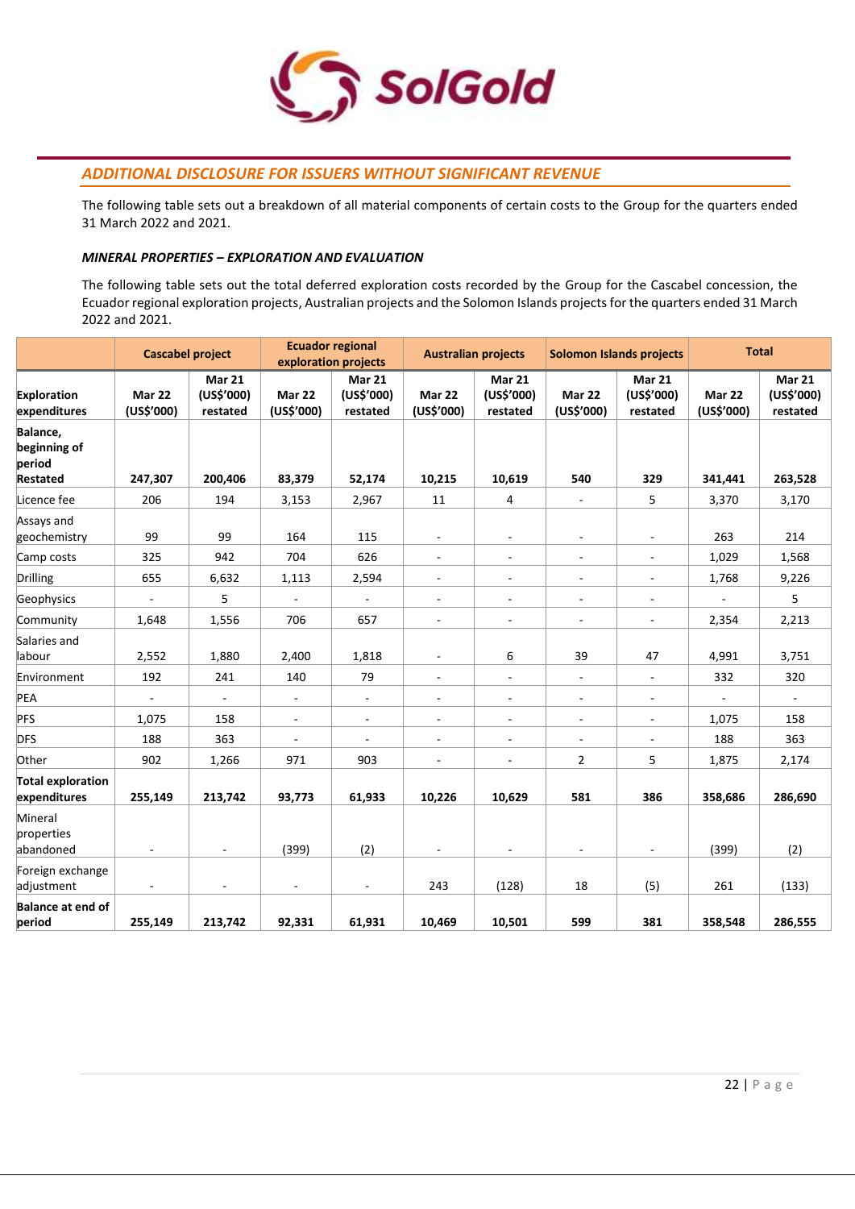## ADDITIONAL DISCLOSURE FOR ISSUERS WITHOUT SIGNIFICANT REVENUE

The following table sets out a breakdown of all material components of certain costs to the Group for the quarters ended 31 March 2022 and 2021.

### *MINERAL PROPERTIES – EXPLORATION AND EVALUATION*

The following table sets out the total deferred exploration costs recorded by the Group for the Cascabel concession, the Ecuador regional exploration projects, Australian projects and the Solomon Islands projects for the quarters ended 31 March 2022 and 2021.

| | Cascabel project | | Ecuador regional exploration projects | | Australian projects | | Solomon Islands projects | | Total | |
|---|---|---|---|---|---|---|---|---|---|---|
| **Exploration expenditures** | **Mar 22 (US$'000)** | **Mar 21 (US$'000) restated** | **Mar 22 (US$'000)** | **Mar 21 (US$'000) restated** | **Mar 22 (US$'000)** | **Mar 21 (US$'000) restated** | **Mar 22 (US$'000)** | **Mar 21 (US$'000) restated** | **Mar 22 (US$'000)** | **Mar 21 (US$'000) restated** |
| **Balance, beginning of period Restated** | **247,307** | **200,406** | **83,379** | **52,174** | **10,215** | **10,619** | **540** | **329** | **341,441** | **263,528** |
| Licence fee | 206 | 194 | 3,153 | 2,967 | 11 | 4 | - | 5 | 3,370 | 3,170 |
| Assays and geochemistry | 99 | 99 | 164 | 115 | - | - | - | - | 263 | 214 |
| Camp costs | 325 | 942 | 704 | 626 | - | - | - | - | 1,029 | 1,568 |
| Drilling | 655 | 6,632 | 1,113 | 2,594 | - | - | - | - | 1,768 | 9,226 |
| Geophysics | - | 5 | - | - | - | - | - | - | - | 5 |
| Community | 1,648 | 1,556 | 706 | 657 | - | - | - | - | 2,354 | 2,213 |
| Salaries and labour | 2,552 | 1,880 | 2,400 | 1,818 | - | 6 | 39 | 47 | 4,991 | 3,751 |
| Environment | 192 | 241 | 140 | 79 | - | - | - | - | 332 | 320 |
| PEA | - | - | - | - | - | - | - | - | - | - |
| PFS | 1,075 | 158 | - | - | - | - | - | - | 1,075 | 158 |
| DFS | 188 | 363 | - | - | - | - | - | - | 188 | 363 |
| Other | 902 | 1,266 | 971 | 903 | - | - | 2 | 5 | 1,875 | 2,174 |
| **Total exploration expenditures** | **255,149** | **213,742** | **93,773** | **61,933** | **10,226** | **10,629** | **581** | **386** | **358,686** | **286,690** |
| Mineral properties abandoned | - | - | (399) | (2) | - | - | - | - | (399) | (2) |
| Foreign exchange adjustment | - | - | - | - | 243 | (128) | 18 | (5) | 261 | (133) |
| **Balance at end of period** | **255,149** | **213,742** | **92,331** | **61,931** | **10,469** | **10,501** | **599** | **381** | **358,548** | **286,555** |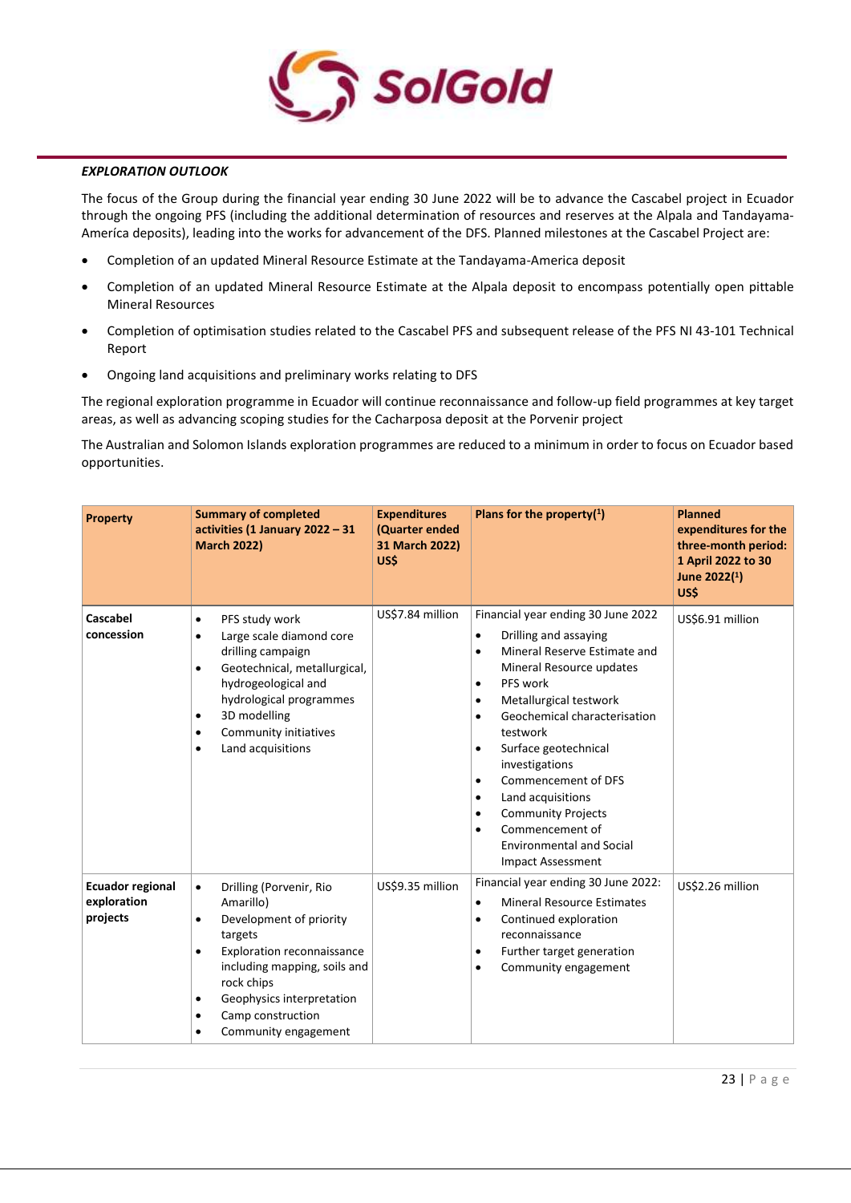***EXPLORATION OUTLOOK***

The focus of the Group during the financial year ending 30 June 2022 will be to advance the Cascabel project in Ecuador through the ongoing PFS (including the additional determination of resources and reserves at the Alpala and Tandayama-Americа deposits), leading into the works for advancement of the DFS. Planned milestones at the Cascabel Project are:

- Completion of an updated Mineral Resource Estimate at the Tandayama-America deposit
- Completion of an updated Mineral Resource Estimate at the Alpala deposit to encompass potentially open pittable Mineral Resources
- Completion of optimisation studies related to the Cascabel PFS and subsequent release of the PFS NI 43-101 Technical Report
- Ongoing land acquisitions and preliminary works relating to DFS

The regional exploration programme in Ecuador will continue reconnaissance and follow-up field programmes at key target areas, as well as advancing scoping studies for the Cacharposa deposit at the Porvenir project

The Australian and Solomon Islands exploration programmes are reduced to a minimum in order to focus on Ecuador based opportunities.

| Property | Summary of completed activities (1 January 2022 – 31 March 2022) | Expenditures (Quarter ended 31 March 2022) US$ | Plans for the property(1) | Planned expenditures for the three-month period: 1 April 2022 to 30 June 2022(1) US$ |
|---|---|---|---|---|
| **Cascabel concession** | • PFS study work<br>• Large scale diamond core drilling campaign<br>• Geotechnical, metallurgical, hydrogeological and hydrological programmes<br>• 3D modelling<br>• Community initiatives<br>• Land acquisitions | US$7.84 million | Financial year ending 30 June 2022<br>• Drilling and assaying<br>• Mineral Reserve Estimate and Mineral Resource updates<br>• PFS work<br>• Metallurgical testwork<br>• Geochemical characterisation testwork<br>• Surface geotechnical investigations<br>• Commencement of DFS<br>• Land acquisitions<br>• Community Projects<br>• Commencement of Environmental and Social Impact Assessment | US$6.91 million |
| **Ecuador regional exploration projects** | • Drilling (Porvenir, Rio Amarillo)<br>• Development of priority targets<br>• Exploration reconnaissance including mapping, soils and rock chips<br>• Geophysics interpretation<br>• Camp construction<br>• Community engagement | US$9.35 million | Financial year ending 30 June 2022:<br>• Mineral Resource Estimates<br>• Continued exploration reconnaissance<br>• Further target generation<br>• Community engagement | US$2.26 million |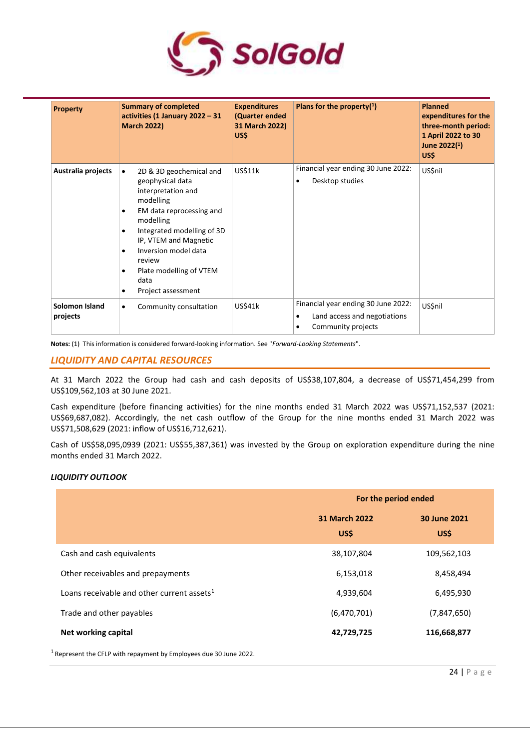| Property | Summary of completed activities (1 January 2022 – 31 March 2022) | Expenditures (Quarter ended 31 March 2022) US$ | Plans for the property([1]) | Planned expenditures for the three-month period: 1 April 2022 to 30 June 2022([1]) US$ |
|---|---|---|---|---|
| **Australia projects** | • 2D & 3D geochemical and geophysical data interpretation and modelling<br>• EM data reprocessing and modelling<br>• Integrated modelling of 3D IP, VTEM and Magnetic<br>• Inversion model data review<br>• Plate modelling of VTEM data<br>• Project assessment | US$11k | Financial year ending 30 June 2022:<br>• Desktop studies | US$nil |
| **Solomon Island projects** | • Community consultation | US$41k | Financial year ending 30 June 2022:<br>• Land access and negotiations<br>• Community projects | US$nil |

**Notes:** (1) This information is considered forward-looking information. See "*Forward-Looking Statements*".

## *LIQUIDITY AND CAPITAL RESOURCES*

At 31 March 2022 the Group had cash and cash deposits of US$38,107,804, a decrease of US$71,454,299 from US$109,562,103 at 30 June 2021.

Cash expenditure (before financing activities) for the nine months ended 31 March 2022 was US$71,152,537 (2021: US$69,687,082). Accordingly, the net cash outflow of the Group for the nine months ended 31 March 2022 was US$71,508,629 (2021: inflow of US$16,712,621).

Cash of US$58,095,0939 (2021: US$55,387,361) was invested by the Group on exploration expenditure during the nine months ended 31 March 2022.

### *LIQUIDITY OUTLOOK*

| | For the period ended | |
|---|---|---|
| | **31 March 2022 US$** | **30 June 2021 US$** |
| Cash and cash equivalents | 38,107,804 | 109,562,103 |
| Other receivables and prepayments | 6,153,018 | 8,458,494 |
| Loans receivable and other current assets[1] | 4,939,604 | 6,495,930 |
| Trade and other payables | (6,470,701) | (7,847,650) |
| **Net working capital** | **42,729,725** | **116,668,877** |

[1] Represent the CFLP with repayment by Employees due 30 June 2022.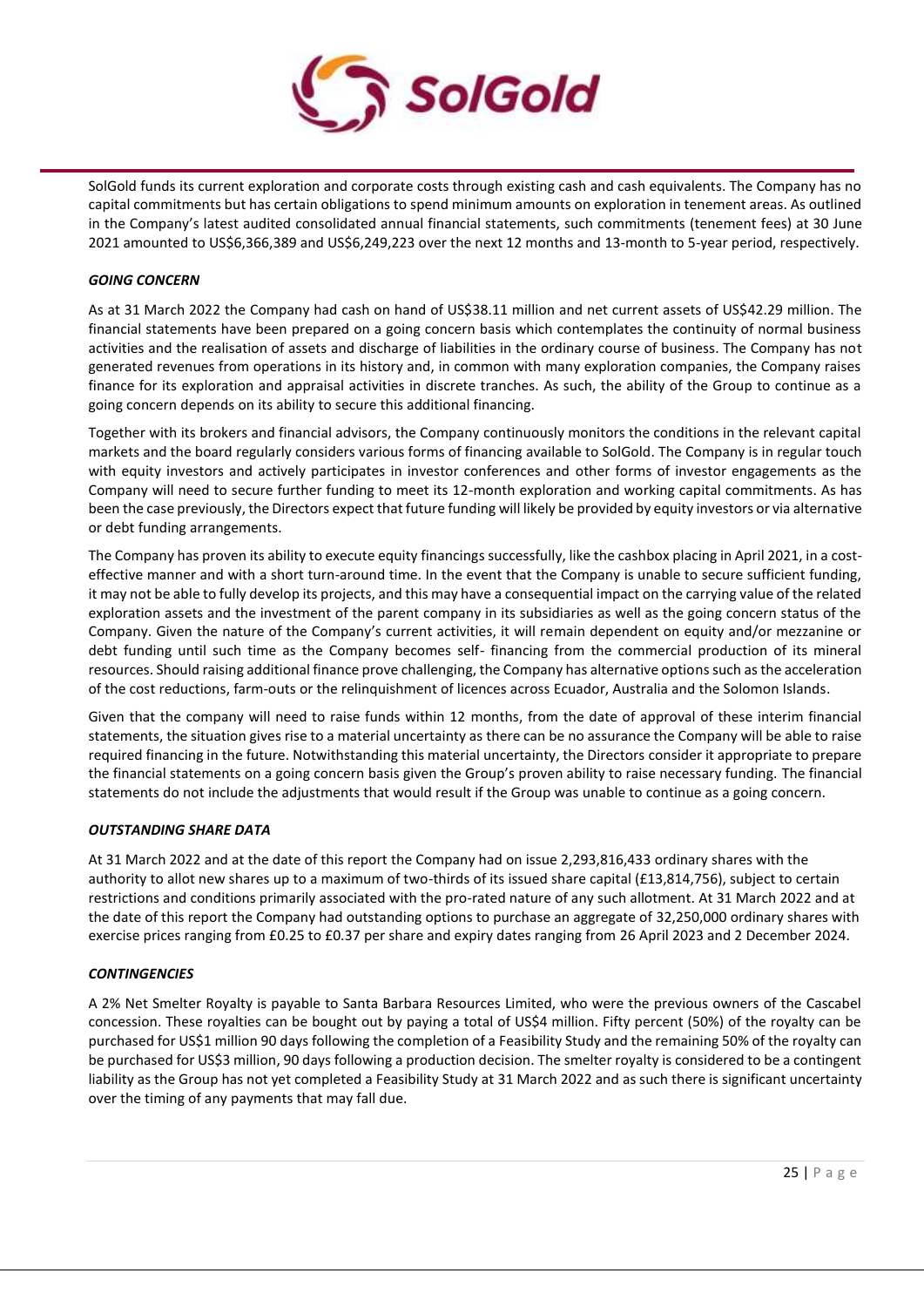SolGold funds its current exploration and corporate costs through existing cash and cash equivalents. The Company has no capital commitments but has certain obligations to spend minimum amounts on exploration in tenement areas. As outlined in the Company's latest audited consolidated annual financial statements, such commitments (tenement fees) at 30 June 2021 amounted to US$6,366,389 and US$6,249,223 over the next 12 months and 13-month to 5-year period, respectively.

***GOING CONCERN***

As at 31 March 2022 the Company had cash on hand of US$38.11 million and net current assets of US$42.29 million. The financial statements have been prepared on a going concern basis which contemplates the continuity of normal business activities and the realisation of assets and discharge of liabilities in the ordinary course of business. The Company has not generated revenues from operations in its history and, in common with many exploration companies, the Company raises finance for its exploration and appraisal activities in discrete tranches. As such, the ability of the Group to continue as a going concern depends on its ability to secure this additional financing.

Together with its brokers and financial advisors, the Company continuously monitors the conditions in the relevant capital markets and the board regularly considers various forms of financing available to SolGold. The Company is in regular touch with equity investors and actively participates in investor conferences and other forms of investor engagements as the Company will need to secure further funding to meet its 12-month exploration and working capital commitments. As has been the case previously, the Directors expect that future funding will likely be provided by equity investors or via alternative or debt funding arrangements.

The Company has proven its ability to execute equity financings successfully, like the cashbox placing in April 2021, in a cost-effective manner and with a short turn-around time. In the event that the Company is unable to secure sufficient funding, it may not be able to fully develop its projects, and this may have a consequential impact on the carrying value of the related exploration assets and the investment of the parent company in its subsidiaries as well as the going concern status of the Company. Given the nature of the Company's current activities, it will remain dependent on equity and/or mezzanine or debt funding until such time as the Company becomes self- financing from the commercial production of its mineral resources. Should raising additional finance prove challenging, the Company has alternative options such as the acceleration of the cost reductions, farm-outs or the relinquishment of licences across Ecuador, Australia and the Solomon Islands.

Given that the company will need to raise funds within 12 months, from the date of approval of these interim financial statements, the situation gives rise to a material uncertainty as there can be no assurance the Company will be able to raise required financing in the future. Notwithstanding this material uncertainty, the Directors consider it appropriate to prepare the financial statements on a going concern basis given the Group's proven ability to raise necessary funding. The financial statements do not include the adjustments that would result if the Group was unable to continue as a going concern.

***OUTSTANDING SHARE DATA***

At 31 March 2022 and at the date of this report the Company had on issue 2,293,816,433 ordinary shares with the authority to allot new shares up to a maximum of two-thirds of its issued share capital (£13,814,756), subject to certain restrictions and conditions primarily associated with the pro-rated nature of any such allotment. At 31 March 2022 and at the date of this report the Company had outstanding options to purchase an aggregate of 32,250,000 ordinary shares with exercise prices ranging from £0.25 to £0.37 per share and expiry dates ranging from 26 April 2023 and 2 December 2024.

***CONTINGENCIES***

A 2% Net Smelter Royalty is payable to Santa Barbara Resources Limited, who were the previous owners of the Cascabel concession. These royalties can be bought out by paying a total of US$4 million. Fifty percent (50%) of the royalty can be purchased for US$1 million 90 days following the completion of a Feasibility Study and the remaining 50% of the royalty can be purchased for US$3 million, 90 days following a production decision. The smelter royalty is considered to be a contingent liability as the Group has not yet completed a Feasibility Study at 31 March 2022 and as such there is significant uncertainty over the timing of any payments that may fall due.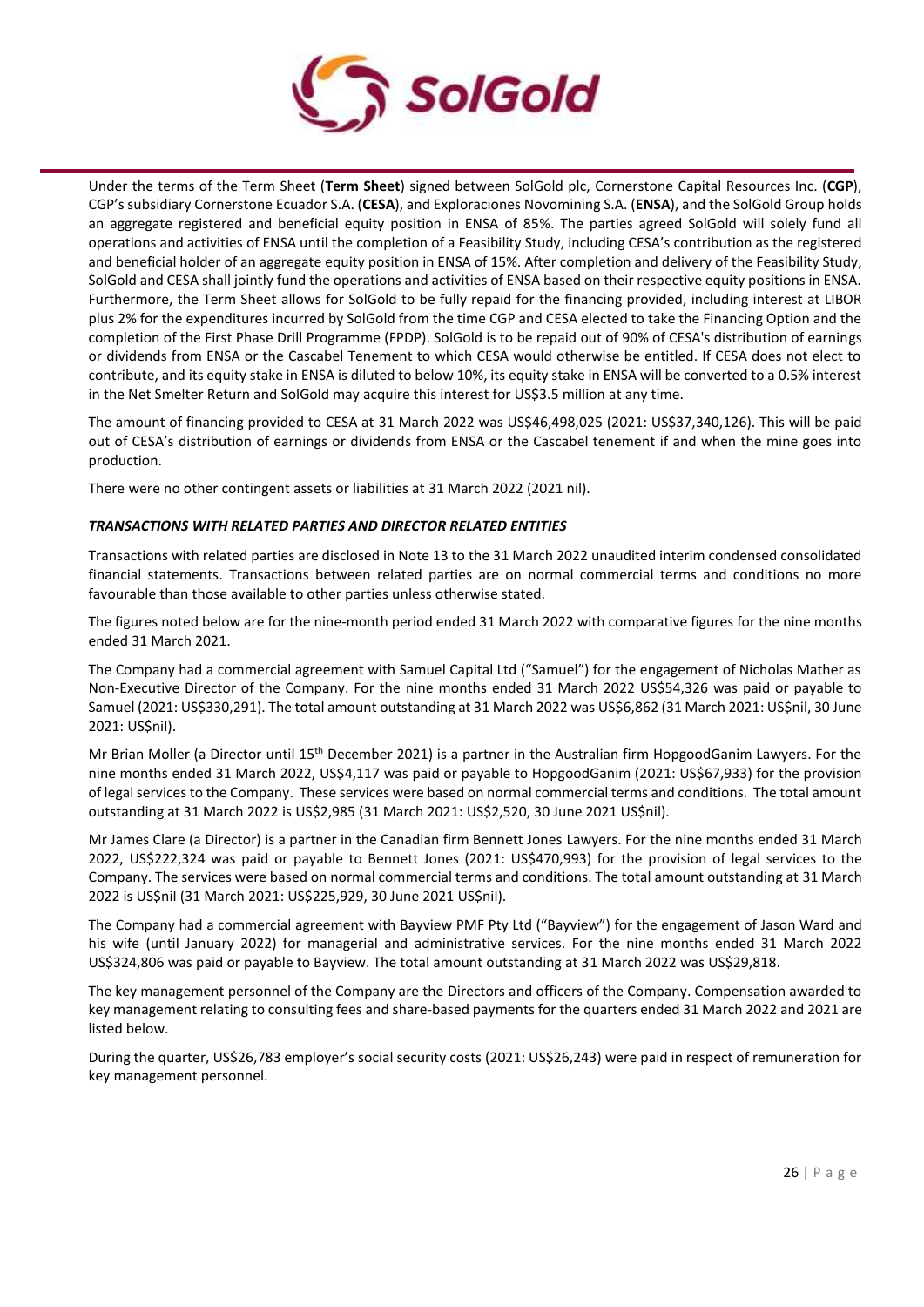Under the terms of the Term Sheet (**Term Sheet**) signed between SolGold plc, Cornerstone Capital Resources Inc. (**CGP**), CGP's subsidiary Cornerstone Ecuador S.A. (**CESA**), and Exploraciones Novomining S.A. (**ENSA**), and the SolGold Group holds an aggregate registered and beneficial equity position in ENSA of 85%. The parties agreed SolGold will solely fund all operations and activities of ENSA until the completion of a Feasibility Study, including CESA's contribution as the registered and beneficial holder of an aggregate equity position in ENSA of 15%. After completion and delivery of the Feasibility Study, SolGold and CESA shall jointly fund the operations and activities of ENSA based on their respective equity positions in ENSA. Furthermore, the Term Sheet allows for SolGold to be fully repaid for the financing provided, including interest at LIBOR plus 2% for the expenditures incurred by SolGold from the time CGP and CESA elected to take the Financing Option and the completion of the First Phase Drill Programme (FPDP). SolGold is to be repaid out of 90% of CESA's distribution of earnings or dividends from ENSA or the Cascabel Tenement to which CESA would otherwise be entitled. If CESA does not elect to contribute, and its equity stake in ENSA is diluted to below 10%, its equity stake in ENSA will be converted to a 0.5% interest in the Net Smelter Return and SolGold may acquire this interest for US$3.5 million at any time.

The amount of financing provided to CESA at 31 March 2022 was US$46,498,025 (2021: US$37,340,126). This will be paid out of CESA's distribution of earnings or dividends from ENSA or the Cascabel tenement if and when the mine goes into production.

There were no other contingent assets or liabilities at 31 March 2022 (2021 nil).

***TRANSACTIONS WITH RELATED PARTIES AND DIRECTOR RELATED ENTITIES***

Transactions with related parties are disclosed in Note 13 to the 31 March 2022 unaudited interim condensed consolidated financial statements. Transactions between related parties are on normal commercial terms and conditions no more favourable than those available to other parties unless otherwise stated.

The figures noted below are for the nine-month period ended 31 March 2022 with comparative figures for the nine months ended 31 March 2021.

The Company had a commercial agreement with Samuel Capital Ltd ("Samuel") for the engagement of Nicholas Mather as Non-Executive Director of the Company. For the nine months ended 31 March 2022 US$54,326 was paid or payable to Samuel (2021: US$330,291). The total amount outstanding at 31 March 2022 was US$6,862 (31 March 2021: US$nil, 30 June 2021: US$nil).

Mr Brian Moller (a Director until 15th December 2021) is a partner in the Australian firm HopgoodGanim Lawyers. For the nine months ended 31 March 2022, US$4,117 was paid or payable to HopgoodGanim (2021: US$67,933) for the provision of legal services to the Company. These services were based on normal commercial terms and conditions. The total amount outstanding at 31 March 2022 is US$2,985 (31 March 2021: US$2,520, 30 June 2021 US$nil).

Mr James Clare (a Director) is a partner in the Canadian firm Bennett Jones Lawyers. For the nine months ended 31 March 2022, US$222,324 was paid or payable to Bennett Jones (2021: US$470,993) for the provision of legal services to the Company. The services were based on normal commercial terms and conditions. The total amount outstanding at 31 March 2022 is US$nil (31 March 2021: US$225,929, 30 June 2021 US$nil).

The Company had a commercial agreement with Bayview PMF Pty Ltd ("Bayview") for the engagement of Jason Ward and his wife (until January 2022) for managerial and administrative services. For the nine months ended 31 March 2022 US$324,806 was paid or payable to Bayview. The total amount outstanding at 31 March 2022 was US$29,818.

The key management personnel of the Company are the Directors and officers of the Company. Compensation awarded to key management relating to consulting fees and share-based payments for the quarters ended 31 March 2022 and 2021 are listed below.

During the quarter, US$26,783 employer's social security costs (2021: US$26,243) were paid in respect of remuneration for key management personnel.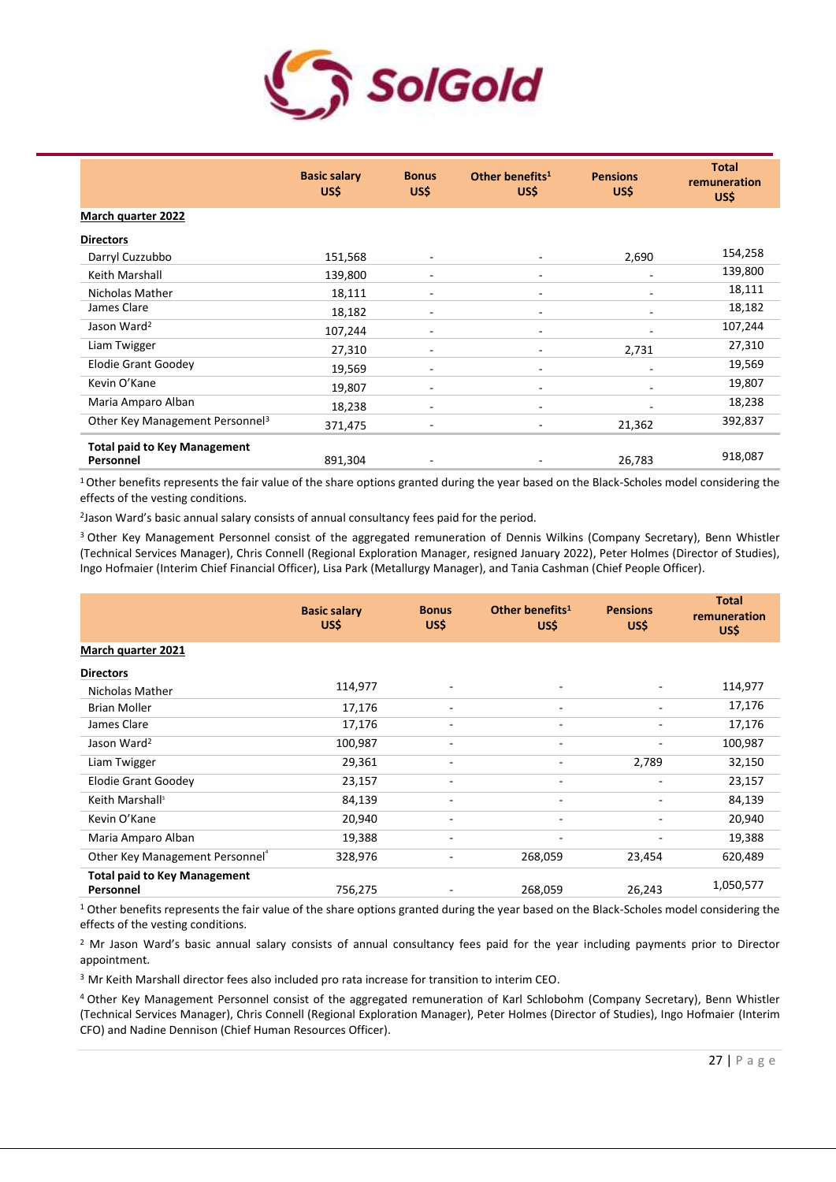| | Basic salary US$ | Bonus US$ | Other benefits[1] US$ | Pensions US$ | Total remuneration US$ |
|---|---|---|---|---|---|
| **March quarter 2022** | | | | | |
| **Directors** | | | | | |
| Darryl Cuzzubbo | 151,568 | - | - | 2,690 | 154,258 |
| Keith Marshall | 139,800 | - | - | - | 139,800 |
| Nicholas Mather | 18,111 | - | - | - | 18,111 |
| James Clare | 18,182 | - | - | - | 18,182 |
| Jason Ward[2] | 107,244 | - | - | - | 107,244 |
| Liam Twigger | 27,310 | - | - | 2,731 | 27,310 |
| Elodie Grant Goodey | 19,569 | - | - | - | 19,569 |
| Kevin O'Kane | 19,807 | - | - | - | 19,807 |
| Maria Amparo Alban | 18,238 | - | - | - | 18,238 |
| Other Key Management Personnel[3] | 371,475 | - | - | 21,362 | 392,837 |
| **Total paid to Key Management Personnel** | 891,304 | - | - | 26,783 | 918,087 |

[1] Other benefits represents the fair value of the share options granted during the year based on the Black-Scholes model considering the effects of the vesting conditions.

[2] Jason Ward's basic annual salary consists of annual consultancy fees paid for the period.

[3] Other Key Management Personnel consist of the aggregated remuneration of Dennis Wilkins (Company Secretary), Benn Whistler (Technical Services Manager), Chris Connell (Regional Exploration Manager, resigned January 2022), Peter Holmes (Director of Studies), Ingo Hofmaier (Interim Chief Financial Officer), Lisa Park (Metallurgy Manager), and Tania Cashman (Chief People Officer).

| | Basic salary US$ | Bonus US$ | Other benefits[1] US$ | Pensions US$ | Total remuneration US$ |
|---|---|---|---|---|---|
| **March quarter 2021** | | | | | |
| **Directors** | | | | | |
| Nicholas Mather | 114,977 | - | - | - | 114,977 |
| Brian Moller | 17,176 | - | - | - | 17,176 |
| James Clare | 17,176 | - | - | - | 17,176 |
| Jason Ward[2] | 100,987 | - | - | - | 100,987 |
| Liam Twigger | 29,361 | - | - | 2,789 | 32,150 |
| Elodie Grant Goodey | 23,157 | - | - | - | 23,157 |
| Keith Marshall[3] | 84,139 | - | - | - | 84,139 |
| Kevin O'Kane | 20,940 | - | - | - | 20,940 |
| Maria Amparo Alban | 19,388 | - | - | - | 19,388 |
| Other Key Management Personnel[4] | 328,976 | - | 268,059 | 23,454 | 620,489 |
| **Total paid to Key Management Personnel** | 756,275 | - | 268,059 | 26,243 | 1,050,577 |

[1] Other benefits represents the fair value of the share options granted during the year based on the Black-Scholes model considering the effects of the vesting conditions.

[2] Mr Jason Ward's basic annual salary consists of annual consultancy fees paid for the year including payments prior to Director appointment.

[3] Mr Keith Marshall director fees also included pro rata increase for transition to interim CEO.

[4] Other Key Management Personnel consist of the aggregated remuneration of Karl Schlobohm (Company Secretary), Benn Whistler (Technical Services Manager), Chris Connell (Regional Exploration Manager), Peter Holmes (Director of Studies), Ingo Hofmaier (Interim CFO) and Nadine Dennison (Chief Human Resources Officer).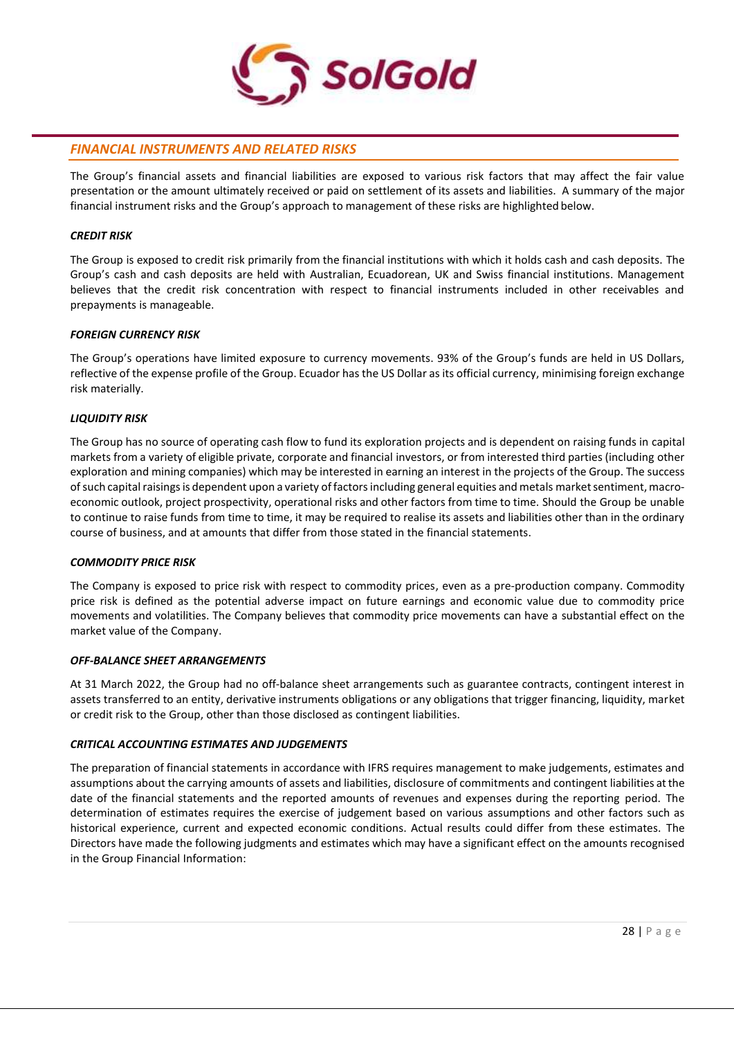## *FINANCIAL INSTRUMENTS AND RELATED RISKS*

The Group's financial assets and financial liabilities are exposed to various risk factors that may affect the fair value presentation or the amount ultimately received or paid on settlement of its assets and liabilities. A summary of the major financial instrument risks and the Group's approach to management of these risks are highlighted below.

### *CREDIT RISK*

The Group is exposed to credit risk primarily from the financial institutions with which it holds cash and cash deposits. The Group's cash and cash deposits are held with Australian, Ecuadorean, UK and Swiss financial institutions. Management believes that the credit risk concentration with respect to financial instruments included in other receivables and prepayments is manageable.

### *FOREIGN CURRENCY RISK*

The Group's operations have limited exposure to currency movements. 93% of the Group's funds are held in US Dollars, reflective of the expense profile of the Group. Ecuador has the US Dollar as its official currency, minimising foreign exchange risk materially.

### *LIQUIDITY RISK*

The Group has no source of operating cash flow to fund its exploration projects and is dependent on raising funds in capital markets from a variety of eligible private, corporate and financial investors, or from interested third parties (including other exploration and mining companies) which may be interested in earning an interest in the projects of the Group. The success of such capital raisings is dependent upon a variety of factors including general equities and metals market sentiment, macro-economic outlook, project prospectivity, operational risks and other factors from time to time. Should the Group be unable to continue to raise funds from time to time, it may be required to realise its assets and liabilities other than in the ordinary course of business, and at amounts that differ from those stated in the financial statements.

### *COMMODITY PRICE RISK*

The Company is exposed to price risk with respect to commodity prices, even as a pre-production company. Commodity price risk is defined as the potential adverse impact on future earnings and economic value due to commodity price movements and volatilities. The Company believes that commodity price movements can have a substantial effect on the market value of the Company.

### *OFF-BALANCE SHEET ARRANGEMENTS*

At 31 March 2022, the Group had no off-balance sheet arrangements such as guarantee contracts, contingent interest in assets transferred to an entity, derivative instruments obligations or any obligations that trigger financing, liquidity, market or credit risk to the Group, other than those disclosed as contingent liabilities.

### *CRITICAL ACCOUNTING ESTIMATES AND JUDGEMENTS*

The preparation of financial statements in accordance with IFRS requires management to make judgements, estimates and assumptions about the carrying amounts of assets and liabilities, disclosure of commitments and contingent liabilities at the date of the financial statements and the reported amounts of revenues and expenses during the reporting period. The determination of estimates requires the exercise of judgement based on various assumptions and other factors such as historical experience, current and expected economic conditions. Actual results could differ from these estimates. The Directors have made the following judgments and estimates which may have a significant effect on the amounts recognised in the Group Financial Information: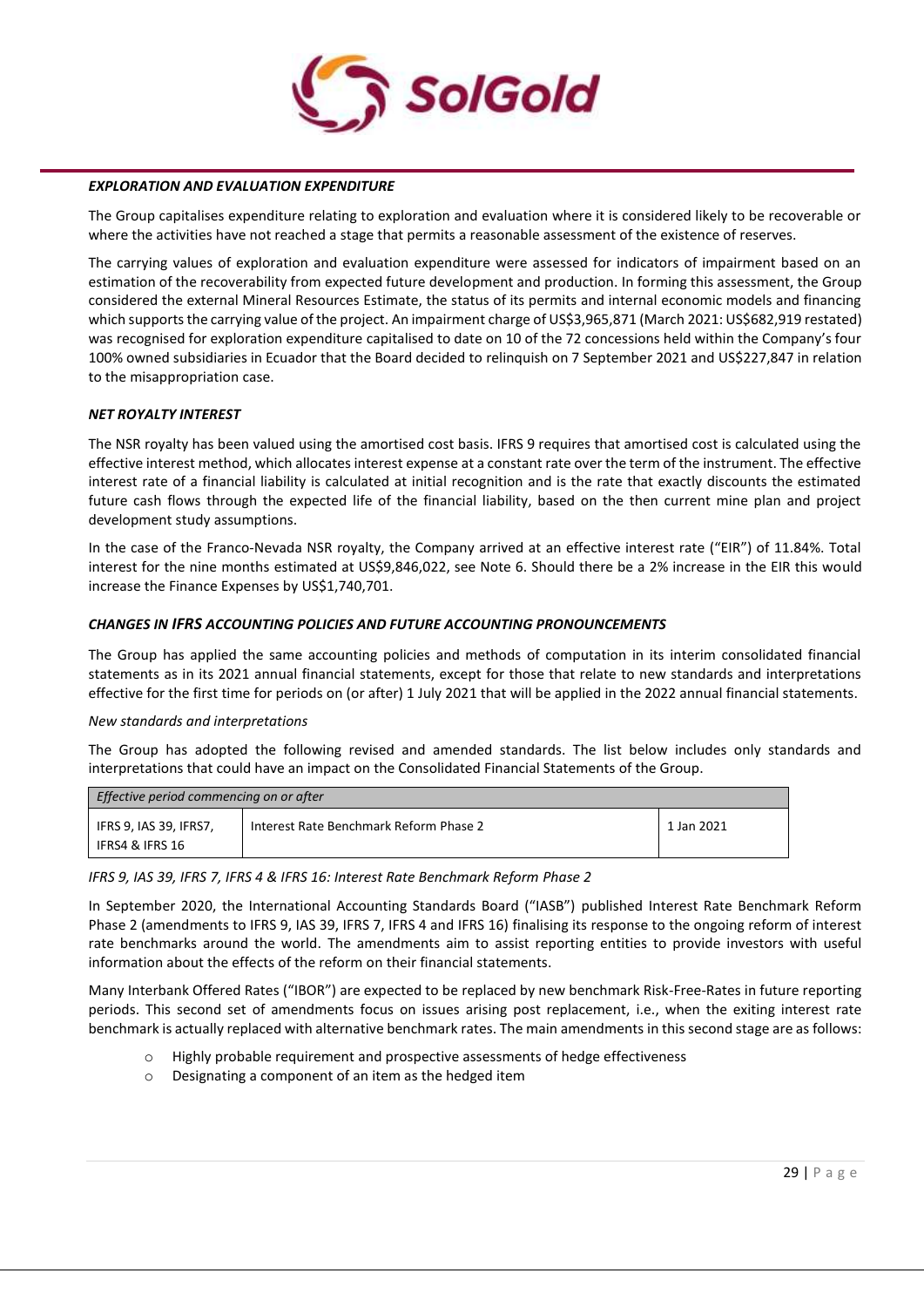### *EXPLORATION AND EVALUATION EXPENDITURE*

The Group capitalises expenditure relating to exploration and evaluation where it is considered likely to be recoverable or where the activities have not reached a stage that permits a reasonable assessment of the existence of reserves.

The carrying values of exploration and evaluation expenditure were assessed for indicators of impairment based on an estimation of the recoverability from expected future development and production. In forming this assessment, the Group considered the external Mineral Resources Estimate, the status of its permits and internal economic models and financing which supports the carrying value of the project. An impairment charge of US$3,965,871 (March 2021: US$682,919 restated) was recognised for exploration expenditure capitalised to date on 10 of the 72 concessions held within the Company's four 100% owned subsidiaries in Ecuador that the Board decided to relinquish on 7 September 2021 and US$227,847 in relation to the misappropriation case.

### *NET ROYALTY INTEREST*

The NSR royalty has been valued using the amortised cost basis. IFRS 9 requires that amortised cost is calculated using the effective interest method, which allocates interest expense at a constant rate over the term of the instrument. The effective interest rate of a financial liability is calculated at initial recognition and is the rate that exactly discounts the estimated future cash flows through the expected life of the financial liability, based on the then current mine plan and project development study assumptions.

In the case of the Franco-Nevada NSR royalty, the Company arrived at an effective interest rate ("EIR") of 11.84%. Total interest for the nine months estimated at US$9,846,022, see Note 6. Should there be a 2% increase in the EIR this would increase the Finance Expenses by US$1,740,701.

### *CHANGES IN IFRS ACCOUNTING POLICIES AND FUTURE ACCOUNTING PRONOUNCEMENTS*

The Group has applied the same accounting policies and methods of computation in its interim consolidated financial statements as in its 2021 annual financial statements, except for those that relate to new standards and interpretations effective for the first time for periods on (or after) 1 July 2021 that will be applied in the 2022 annual financial statements.

*New standards and interpretations*

The Group has adopted the following revised and amended standards. The list below includes only standards and interpretations that could have an impact on the Consolidated Financial Statements of the Group.

| *Effective period commencing on or after* | | |
|---|---|---|
| IFRS 9, IAS 39, IFRS7, IFRS4 & IFRS 16 | Interest Rate Benchmark Reform Phase 2 | 1 Jan 2021 |

*IFRS 9, IAS 39, IFRS 7, IFRS 4 & IFRS 16: Interest Rate Benchmark Reform Phase 2*

In September 2020, the International Accounting Standards Board ("IASB") published Interest Rate Benchmark Reform Phase 2 (amendments to IFRS 9, IAS 39, IFRS 7, IFRS 4 and IFRS 16) finalising its response to the ongoing reform of interest rate benchmarks around the world. The amendments aim to assist reporting entities to provide investors with useful information about the effects of the reform on their financial statements.

Many Interbank Offered Rates ("IBOR") are expected to be replaced by new benchmark Risk-Free-Rates in future reporting periods. This second set of amendments focus on issues arising post replacement, i.e., when the exiting interest rate benchmark is actually replaced with alternative benchmark rates. The main amendments in this second stage are as follows:

- Highly probable requirement and prospective assessments of hedge effectiveness
- Designating a component of an item as the hedged item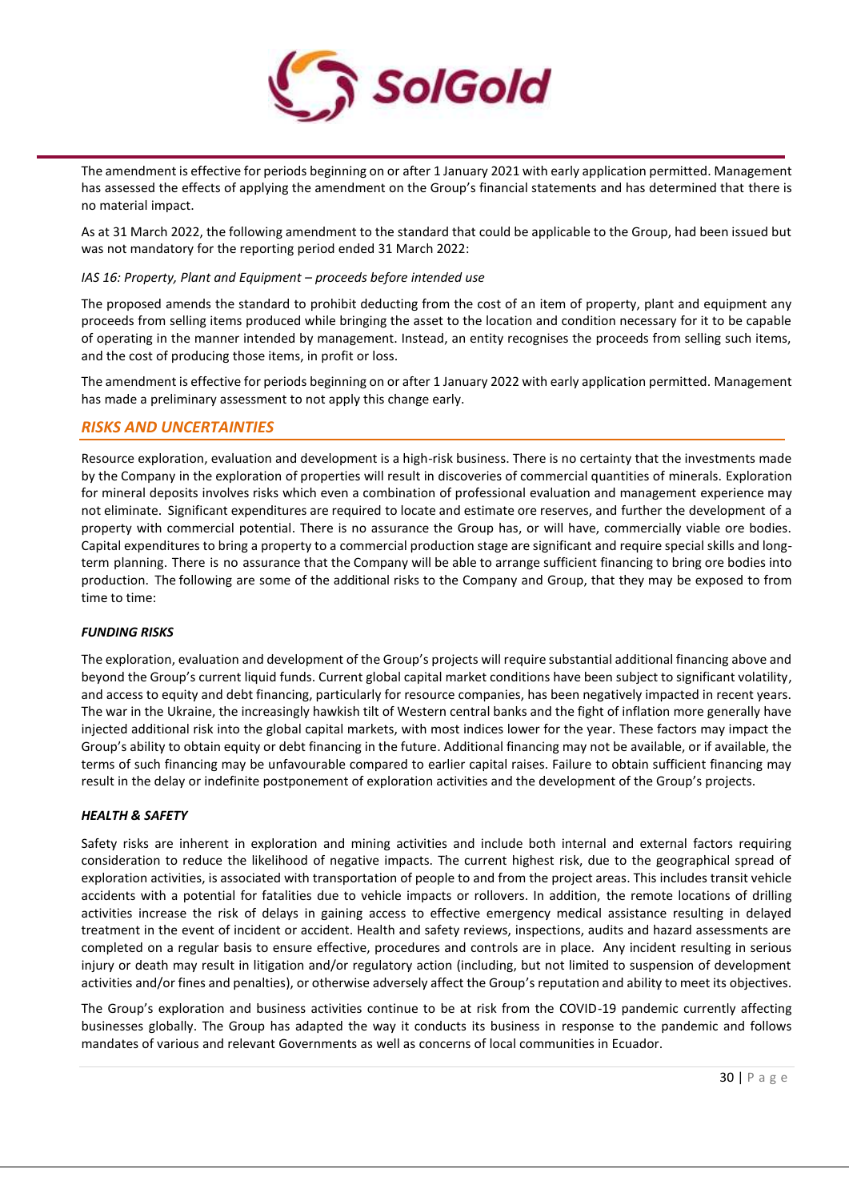The amendment is effective for periods beginning on or after 1 January 2021 with early application permitted. Management has assessed the effects of applying the amendment on the Group's financial statements and has determined that there is no material impact.

As at 31 March 2022, the following amendment to the standard that could be applicable to the Group, had been issued but was not mandatory for the reporting period ended 31 March 2022:

*IAS 16: Property, Plant and Equipment – proceeds before intended use*

The proposed amends the standard to prohibit deducting from the cost of an item of property, plant and equipment any proceeds from selling items produced while bringing the asset to the location and condition necessary for it to be capable of operating in the manner intended by management. Instead, an entity recognises the proceeds from selling such items, and the cost of producing those items, in profit or loss.

The amendment is effective for periods beginning on or after 1 January 2022 with early application permitted. Management has made a preliminary assessment to not apply this change early.

## *RISKS AND UNCERTAINTIES*

Resource exploration, evaluation and development is a high-risk business. There is no certainty that the investments made by the Company in the exploration of properties will result in discoveries of commercial quantities of minerals. Exploration for mineral deposits involves risks which even a combination of professional evaluation and management experience may not eliminate. Significant expenditures are required to locate and estimate ore reserves, and further the development of a property with commercial potential. There is no assurance the Group has, or will have, commercially viable ore bodies. Capital expenditures to bring a property to a commercial production stage are significant and require special skills and long-term planning. There is no assurance that the Company will be able to arrange sufficient financing to bring ore bodies into production. The following are some of the additional risks to the Company and Group, that they may be exposed to from time to time:

### ***FUNDING RISKS***

The exploration, evaluation and development of the Group's projects will require substantial additional financing above and beyond the Group's current liquid funds. Current global capital market conditions have been subject to significant volatility, and access to equity and debt financing, particularly for resource companies, has been negatively impacted in recent years. The war in the Ukraine, the increasingly hawkish tilt of Western central banks and the fight of inflation more generally have injected additional risk into the global capital markets, with most indices lower for the year. These factors may impact the Group's ability to obtain equity or debt financing in the future. Additional financing may not be available, or if available, the terms of such financing may be unfavourable compared to earlier capital raises. Failure to obtain sufficient financing may result in the delay or indefinite postponement of exploration activities and the development of the Group's projects.

### ***HEALTH & SAFETY***

Safety risks are inherent in exploration and mining activities and include both internal and external factors requiring consideration to reduce the likelihood of negative impacts. The current highest risk, due to the geographical spread of exploration activities, is associated with transportation of people to and from the project areas. This includes transit vehicle accidents with a potential for fatalities due to vehicle impacts or rollovers. In addition, the remote locations of drilling activities increase the risk of delays in gaining access to effective emergency medical assistance resulting in delayed treatment in the event of incident or accident. Health and safety reviews, inspections, audits and hazard assessments are completed on a regular basis to ensure effective, procedures and controls are in place. Any incident resulting in serious injury or death may result in litigation and/or regulatory action (including, but not limited to suspension of development activities and/or fines and penalties), or otherwise adversely affect the Group's reputation and ability to meet its objectives.

The Group's exploration and business activities continue to be at risk from the COVID-19 pandemic currently affecting businesses globally. The Group has adapted the way it conducts its business in response to the pandemic and follows mandates of various and relevant Governments as well as concerns of local communities in Ecuador.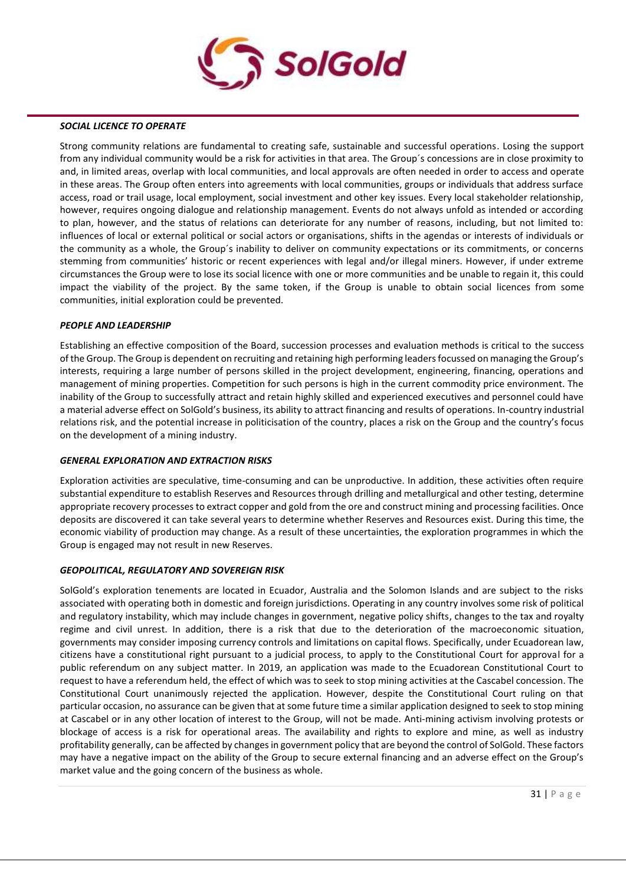### *SOCIAL LICENCE TO OPERATE*

Strong community relations are fundamental to creating safe, sustainable and successful operations. Losing the support from any individual community would be a risk for activities in that area. The Group´s concessions are in close proximity to and, in limited areas, overlap with local communities, and local approvals are often needed in order to access and operate in these areas. The Group often enters into agreements with local communities, groups or individuals that address surface access, road or trail usage, local employment, social investment and other key issues. Every local stakeholder relationship, however, requires ongoing dialogue and relationship management. Events do not always unfold as intended or according to plan, however, and the status of relations can deteriorate for any number of reasons, including, but not limited to: influences of local or external political or social actors or organisations, shifts in the agendas or interests of individuals or the community as a whole, the Group´s inability to deliver on community expectations or its commitments, or concerns stemming from communities' historic or recent experiences with legal and/or illegal miners. However, if under extreme circumstances the Group were to lose its social licence with one or more communities and be unable to regain it, this could impact the viability of the project. By the same token, if the Group is unable to obtain social licences from some communities, initial exploration could be prevented.

### *PEOPLE AND LEADERSHIP*

Establishing an effective composition of the Board, succession processes and evaluation methods is critical to the success of the Group. The Group is dependent on recruiting and retaining high performing leaders focussed on managing the Group's interests, requiring a large number of persons skilled in the project development, engineering, financing, operations and management of mining properties. Competition for such persons is high in the current commodity price environment. The inability of the Group to successfully attract and retain highly skilled and experienced executives and personnel could have a material adverse effect on SolGold's business, its ability to attract financing and results of operations. In-country industrial relations risk, and the potential increase in politicisation of the country, places a risk on the Group and the country's focus on the development of a mining industry.

### *GENERAL EXPLORATION AND EXTRACTION RISKS*

Exploration activities are speculative, time-consuming and can be unproductive. In addition, these activities often require substantial expenditure to establish Reserves and Resources through drilling and metallurgical and other testing, determine appropriate recovery processes to extract copper and gold from the ore and construct mining and processing facilities. Once deposits are discovered it can take several years to determine whether Reserves and Resources exist. During this time, the economic viability of production may change. As a result of these uncertainties, the exploration programmes in which the Group is engaged may not result in new Reserves.

### *GEOPOLITICAL, REGULATORY AND SOVEREIGN RISK*

SolGold's exploration tenements are located in Ecuador, Australia and the Solomon Islands and are subject to the risks associated with operating both in domestic and foreign jurisdictions. Operating in any country involves some risk of political and regulatory instability, which may include changes in government, negative policy shifts, changes to the tax and royalty regime and civil unrest. In addition, there is a risk that due to the deterioration of the macroeconomic situation, governments may consider imposing currency controls and limitations on capital flows. Specifically, under Ecuadorean law, citizens have a constitutional right pursuant to a judicial process, to apply to the Constitutional Court for approval for a public referendum on any subject matter. In 2019, an application was made to the Ecuadorean Constitutional Court to request to have a referendum held, the effect of which was to seek to stop mining activities at the Cascabel concession. The Constitutional Court unanimously rejected the application. However, despite the Constitutional Court ruling on that particular occasion, no assurance can be given that at some future time a similar application designed to seek to stop mining at Cascabel or in any other location of interest to the Group, will not be made. Anti-mining activism involving protests or blockage of access is a risk for operational areas. The availability and rights to explore and mine, as well as industry profitability generally, can be affected by changes in government policy that are beyond the control of SolGold. These factors may have a negative impact on the ability of the Group to secure external financing and an adverse effect on the Group's market value and the going concern of the business as whole.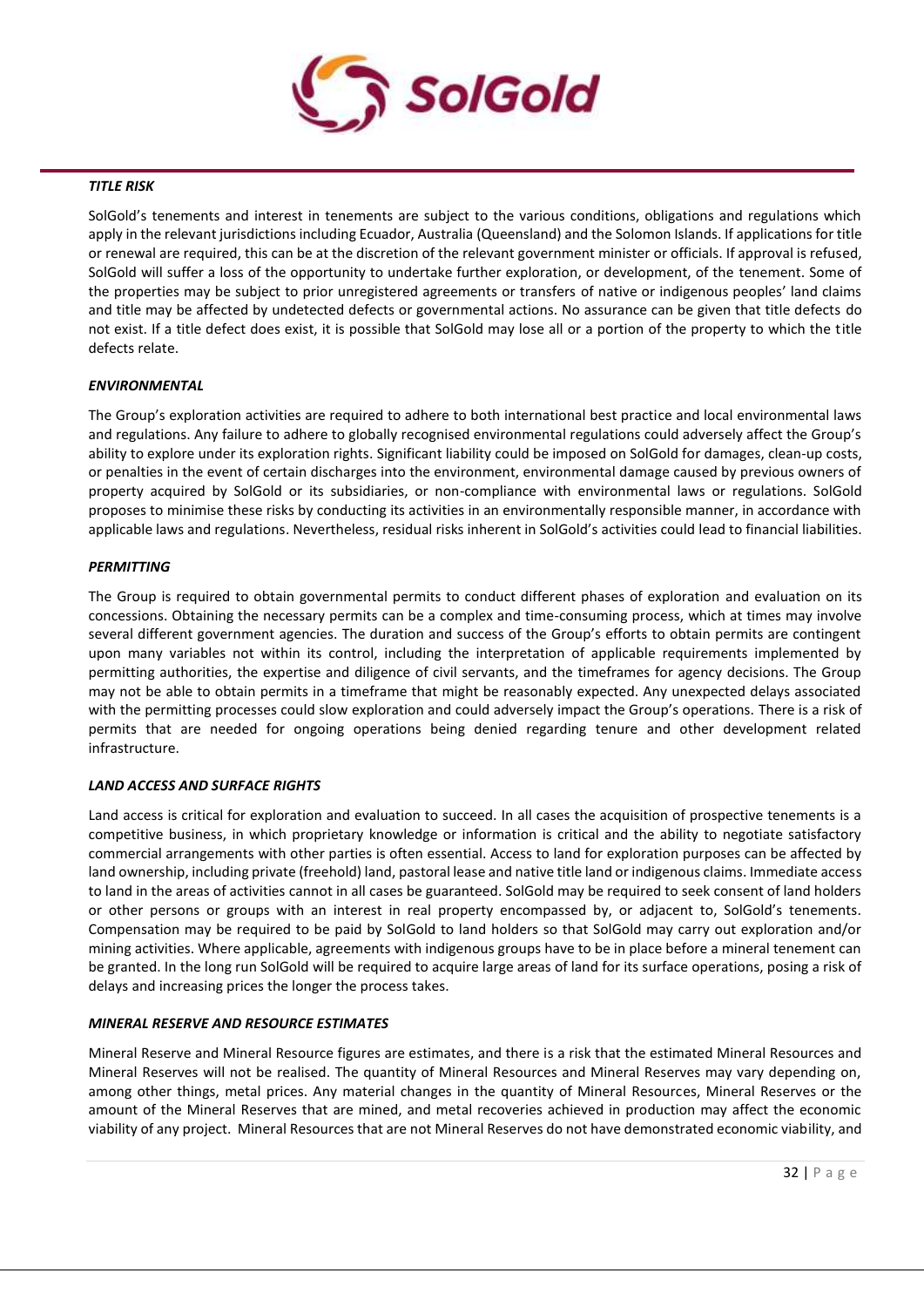***TITLE RISK***

SolGold's tenements and interest in tenements are subject to the various conditions, obligations and regulations which apply in the relevant jurisdictions including Ecuador, Australia (Queensland) and the Solomon Islands. If applications for title or renewal are required, this can be at the discretion of the relevant government minister or officials. If approval is refused, SolGold will suffer a loss of the opportunity to undertake further exploration, or development, of the tenement. Some of the properties may be subject to prior unregistered agreements or transfers of native or indigenous peoples' land claims and title may be affected by undetected defects or governmental actions. No assurance can be given that title defects do not exist. If a title defect does exist, it is possible that SolGold may lose all or a portion of the property to which the title defects relate.

***ENVIRONMENTAL***

The Group's exploration activities are required to adhere to both international best practice and local environmental laws and regulations. Any failure to adhere to globally recognised environmental regulations could adversely affect the Group's ability to explore under its exploration rights. Significant liability could be imposed on SolGold for damages, clean-up costs, or penalties in the event of certain discharges into the environment, environmental damage caused by previous owners of property acquired by SolGold or its subsidiaries, or non-compliance with environmental laws or regulations. SolGold proposes to minimise these risks by conducting its activities in an environmentally responsible manner, in accordance with applicable laws and regulations. Nevertheless, residual risks inherent in SolGold's activities could lead to financial liabilities.

***PERMITTING***

The Group is required to obtain governmental permits to conduct different phases of exploration and evaluation on its concessions. Obtaining the necessary permits can be a complex and time-consuming process, which at times may involve several different government agencies. The duration and success of the Group's efforts to obtain permits are contingent upon many variables not within its control, including the interpretation of applicable requirements implemented by permitting authorities, the expertise and diligence of civil servants, and the timeframes for agency decisions. The Group may not be able to obtain permits in a timeframe that might be reasonably expected. Any unexpected delays associated with the permitting processes could slow exploration and could adversely impact the Group's operations. There is a risk of permits that are needed for ongoing operations being denied regarding tenure and other development related infrastructure.

***LAND ACCESS AND SURFACE RIGHTS***

Land access is critical for exploration and evaluation to succeed. In all cases the acquisition of prospective tenements is a competitive business, in which proprietary knowledge or information is critical and the ability to negotiate satisfactory commercial arrangements with other parties is often essential. Access to land for exploration purposes can be affected by land ownership, including private (freehold) land, pastoral lease and native title land or indigenous claims. Immediate access to land in the areas of activities cannot in all cases be guaranteed. SolGold may be required to seek consent of land holders or other persons or groups with an interest in real property encompassed by, or adjacent to, SolGold's tenements. Compensation may be required to be paid by SolGold to land holders so that SolGold may carry out exploration and/or mining activities. Where applicable, agreements with indigenous groups have to be in place before a mineral tenement can be granted. In the long run SolGold will be required to acquire large areas of land for its surface operations, posing a risk of delays and increasing prices the longer the process takes.

***MINERAL RESERVE AND RESOURCE ESTIMATES***

Mineral Reserve and Mineral Resource figures are estimates, and there is a risk that the estimated Mineral Resources and Mineral Reserves will not be realised. The quantity of Mineral Resources and Mineral Reserves may vary depending on, among other things, metal prices. Any material changes in the quantity of Mineral Resources, Mineral Reserves or the amount of the Mineral Reserves that are mined, and metal recoveries achieved in production may affect the economic viability of any project. Mineral Resources that are not Mineral Reserves do not have demonstrated economic viability, and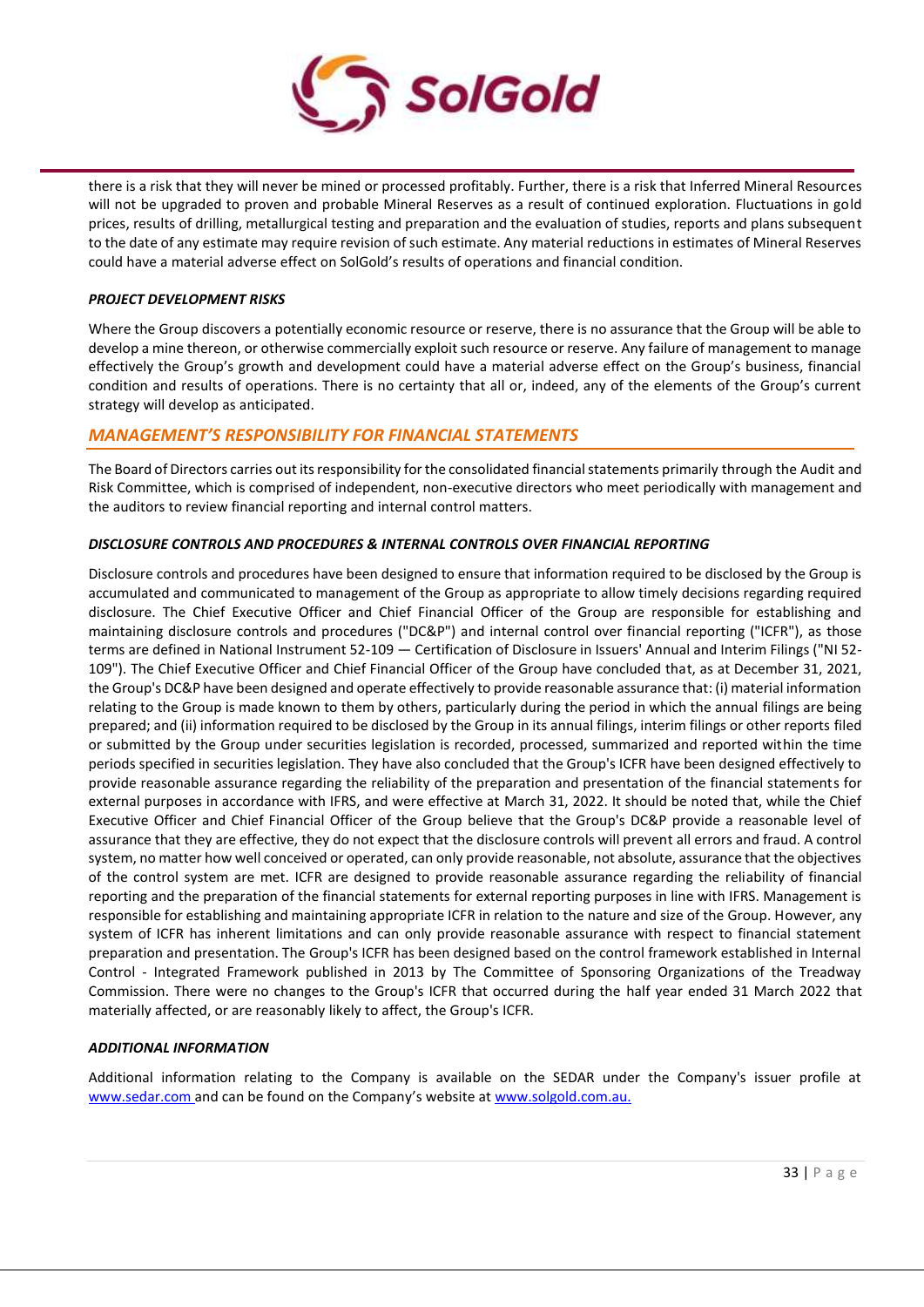there is a risk that they will never be mined or processed profitably. Further, there is a risk that Inferred Mineral Resources will not be upgraded to proven and probable Mineral Reserves as a result of continued exploration. Fluctuations in gold prices, results of drilling, metallurgical testing and preparation and the evaluation of studies, reports and plans subsequent to the date of any estimate may require revision of such estimate. Any material reductions in estimates of Mineral Reserves could have a material adverse effect on SolGold's results of operations and financial condition.

### *PROJECT DEVELOPMENT RISKS*

Where the Group discovers a potentially economic resource or reserve, there is no assurance that the Group will be able to develop a mine thereon, or otherwise commercially exploit such resource or reserve. Any failure of management to manage effectively the Group's growth and development could have a material adverse effect on the Group's business, financial condition and results of operations. There is no certainty that all or, indeed, any of the elements of the Group's current strategy will develop as anticipated.

## *MANAGEMENT'S RESPONSIBILITY FOR FINANCIAL STATEMENTS*

The Board of Directors carries out its responsibility for the consolidated financial statements primarily through the Audit and Risk Committee, which is comprised of independent, non-executive directors who meet periodically with management and the auditors to review financial reporting and internal control matters.

### *DISCLOSURE CONTROLS AND PROCEDURES & INTERNAL CONTROLS OVER FINANCIAL REPORTING*

Disclosure controls and procedures have been designed to ensure that information required to be disclosed by the Group is accumulated and communicated to management of the Group as appropriate to allow timely decisions regarding required disclosure. The Chief Executive Officer and Chief Financial Officer of the Group are responsible for establishing and maintaining disclosure controls and procedures ("DC&P") and internal control over financial reporting ("ICFR"), as those terms are defined in National Instrument 52-109 — Certification of Disclosure in Issuers' Annual and Interim Filings ("NI 52-109"). The Chief Executive Officer and Chief Financial Officer of the Group have concluded that, as at December 31, 2021, the Group's DC&P have been designed and operate effectively to provide reasonable assurance that: (i) material information relating to the Group is made known to them by others, particularly during the period in which the annual filings are being prepared; and (ii) information required to be disclosed by the Group in its annual filings, interim filings or other reports filed or submitted by the Group under securities legislation is recorded, processed, summarized and reported within the time periods specified in securities legislation. They have also concluded that the Group's ICFR have been designed effectively to provide reasonable assurance regarding the reliability of the preparation and presentation of the financial statements for external purposes in accordance with IFRS, and were effective at March 31, 2022. It should be noted that, while the Chief Executive Officer and Chief Financial Officer of the Group believe that the Group's DC&P provide a reasonable level of assurance that they are effective, they do not expect that the disclosure controls will prevent all errors and fraud. A control system, no matter how well conceived or operated, can only provide reasonable, not absolute, assurance that the objectives of the control system are met. ICFR are designed to provide reasonable assurance regarding the reliability of financial reporting and the preparation of the financial statements for external reporting purposes in line with IFRS. Management is responsible for establishing and maintaining appropriate ICFR in relation to the nature and size of the Group. However, any system of ICFR has inherent limitations and can only provide reasonable assurance with respect to financial statement preparation and presentation. The Group's ICFR has been designed based on the control framework established in Internal Control - Integrated Framework published in 2013 by The Committee of Sponsoring Organizations of the Treadway Commission. There were no changes to the Group's ICFR that occurred during the half year ended 31 March 2022 that materially affected, or are reasonably likely to affect, the Group's ICFR.

### *ADDITIONAL INFORMATION*

Additional information relating to the Company is available on the SEDAR under the Company's issuer profile at www.sedar.com and can be found on the Company's website at www.solgold.com.au.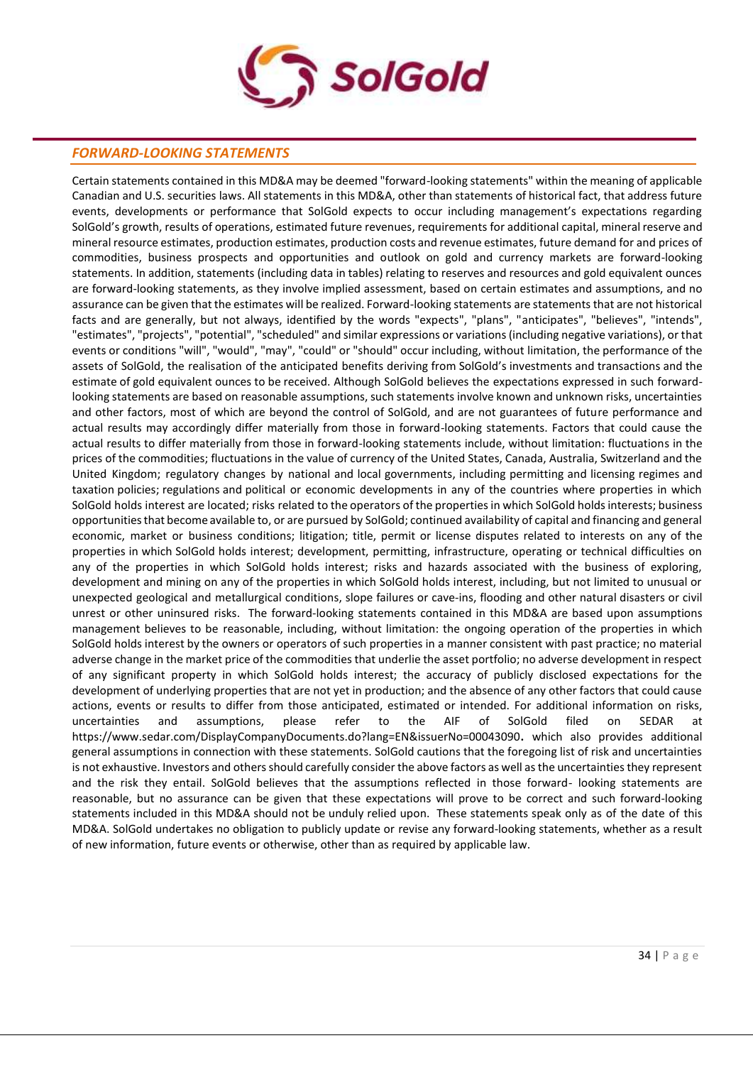## *FORWARD-LOOKING STATEMENTS*

Certain statements contained in this MD&A may be deemed "forward-looking statements" within the meaning of applicable Canadian and U.S. securities laws. All statements in this MD&A, other than statements of historical fact, that address future events, developments or performance that SolGold expects to occur including management's expectations regarding SolGold's growth, results of operations, estimated future revenues, requirements for additional capital, mineral reserve and mineral resource estimates, production estimates, production costs and revenue estimates, future demand for and prices of commodities, business prospects and opportunities and outlook on gold and currency markets are forward-looking statements. In addition, statements (including data in tables) relating to reserves and resources and gold equivalent ounces are forward-looking statements, as they involve implied assessment, based on certain estimates and assumptions, and no assurance can be given that the estimates will be realized. Forward-looking statements are statements that are not historical facts and are generally, but not always, identified by the words "expects", "plans", "anticipates", "believes", "intends", "estimates", "projects", "potential", "scheduled" and similar expressions or variations (including negative variations), or that events or conditions "will", "would", "may", "could" or "should" occur including, without limitation, the performance of the assets of SolGold, the realisation of the anticipated benefits deriving from SolGold's investments and transactions and the estimate of gold equivalent ounces to be received. Although SolGold believes the expectations expressed in such forward-looking statements are based on reasonable assumptions, such statements involve known and unknown risks, uncertainties and other factors, most of which are beyond the control of SolGold, and are not guarantees of future performance and actual results may accordingly differ materially from those in forward-looking statements. Factors that could cause the actual results to differ materially from those in forward-looking statements include, without limitation: fluctuations in the prices of the commodities; fluctuations in the value of currency of the United States, Canada, Australia, Switzerland and the United Kingdom; regulatory changes by national and local governments, including permitting and licensing regimes and taxation policies; regulations and political or economic developments in any of the countries where properties in which SolGold holds interest are located; risks related to the operators of the properties in which SolGold holds interests; business opportunities that become available to, or are pursued by SolGold; continued availability of capital and financing and general economic, market or business conditions; litigation; title, permit or license disputes related to interests on any of the properties in which SolGold holds interest; development, permitting, infrastructure, operating or technical difficulties on any of the properties in which SolGold holds interest; risks and hazards associated with the business of exploring, development and mining on any of the properties in which SolGold holds interest, including, but not limited to unusual or unexpected geological and metallurgical conditions, slope failures or cave-ins, flooding and other natural disasters or civil unrest or other uninsured risks. The forward-looking statements contained in this MD&A are based upon assumptions management believes to be reasonable, including, without limitation: the ongoing operation of the properties in which SolGold holds interest by the owners or operators of such properties in a manner consistent with past practice; no material adverse change in the market price of the commodities that underlie the asset portfolio; no adverse development in respect of any significant property in which SolGold holds interest; the accuracy of publicly disclosed expectations for the development of underlying properties that are not yet in production; and the absence of any other factors that could cause actions, events or results to differ from those anticipated, estimated or intended. For additional information on risks, uncertainties and assumptions, please refer to the AIF of SolGold filed on SEDAR at https://www.sedar.com/DisplayCompanyDocuments.do?lang=EN&issuerNo=00043090. which also provides additional general assumptions in connection with these statements. SolGold cautions that the foregoing list of risk and uncertainties is not exhaustive. Investors and others should carefully consider the above factors as well as the uncertainties they represent and the risk they entail. SolGold believes that the assumptions reflected in those forward- looking statements are reasonable, but no assurance can be given that these expectations will prove to be correct and such forward-looking statements included in this MD&A should not be unduly relied upon. These statements speak only as of the date of this MD&A. SolGold undertakes no obligation to publicly update or revise any forward-looking statements, whether as a result of new information, future events or otherwise, other than as required by applicable law.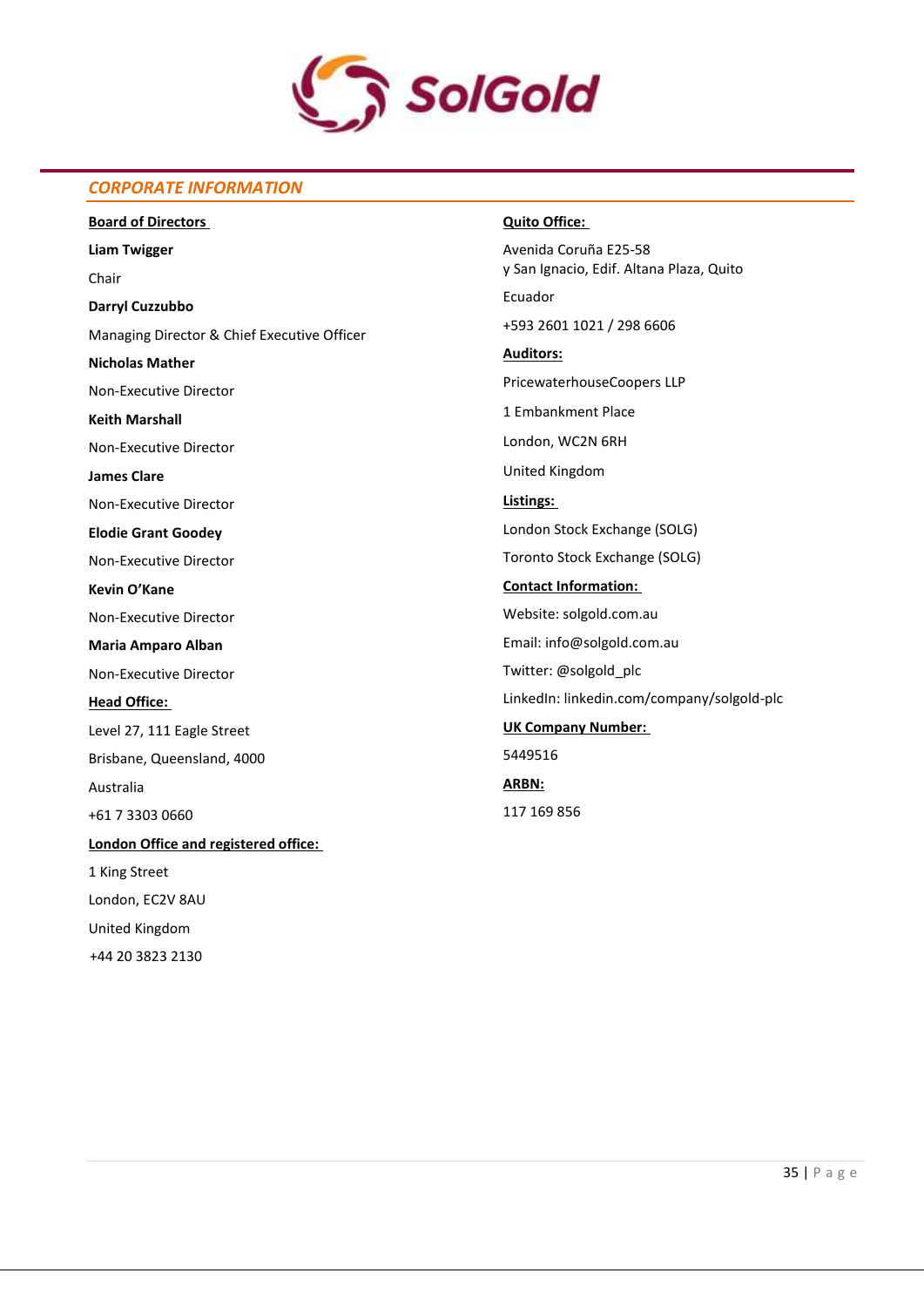SolGold

## CORPORATE INFORMATION

**Board of Directors**

**Liam Twigger**

Chair

**Darryl Cuzzubbo**

Managing Director & Chief Executive Officer

**Nicholas Mather**

Non-Executive Director

**Keith Marshall**

Non-Executive Director

**James Clare**

Non-Executive Director

**Elodie Grant Goodey**

Non-Executive Director

**Kevin O'Kane**

Non-Executive Director

**Maria Amparo Alban**

Non-Executive Director

**Head Office:**

Level 27, 111 Eagle Street

Brisbane, Queensland, 4000

Australia

+61 7 3303 0660

**London Office and registered office:**

1 King Street

London, EC2V 8AU

United Kingdom

+44 20 3823 2130

**Quito Office:**

Avenida Coruña E25-58
y San Ignacio, Edif. Altana Plaza, Quito

Ecuador

+593 2601 1021 / 298 6606

**Auditors:**

PricewaterhouseCoopers LLP

1 Embankment Place

London, WC2N 6RH

United Kingdom

**Listings:**

London Stock Exchange (SOLG)

Toronto Stock Exchange (SOLG)

**Contact Information:**

Website: solgold.com.au

Email: info@solgold.com.au

Twitter: @solgold_plc

LinkedIn: linkedin.com/company/solgold-plc

**UK Company Number:**

5449516

**ARBN:**

117 169 856